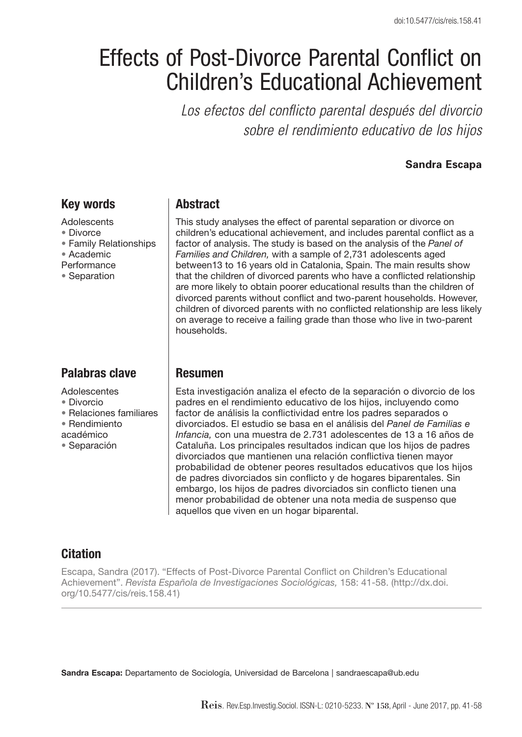# Effects of Post-Divorce Parental Conflict on Children's Educational Achievement

*Los efectos del conflicto parental después del divorcio sobre el rendimiento educativo de los hijos*

**Sandra Escapa**

## Key words

Adolescents
• Divorce
• Family Relationships
• Academic Performance
• Separation

## Abstract

This study analyses the effect of parental separation or divorce on children's educational achievement, and includes parental conflict as a factor of analysis. The study is based on the analysis of the *Panel of Families and Children,* with a sample of 2,731 adolescents aged between13 to 16 years old in Catalonia, Spain. The main results show that the children of divorced parents who have a conflicted relationship are more likely to obtain poorer educational results than the children of divorced parents without conflict and two-parent households. However, children of divorced parents with no conflicted relationship are less likely on average to receive a failing grade than those who live in two-parent households.

## Palabras clave

Adolescentes
• Divorcio
• Relaciones familiares
• Rendimiento académico
• Separación

## Resumen

Esta investigación analiza el efecto de la separación o divorcio de los padres en el rendimiento educativo de los hijos, incluyendo como factor de análisis la conflictividad entre los padres separados o divorciados. El estudio se basa en el análisis del *Panel de Familias e Infancia,* con una muestra de 2.731 adolescentes de 13 a 16 años de Cataluña. Los principales resultados indican que los hijos de padres divorciados que mantienen una relación conflictiva tienen mayor probabilidad de obtener peores resultados educativos que los hijos de padres divorciados sin conflicto y de hogares biparentales. Sin embargo, los hijos de padres divorciados sin conflicto tienen una menor probabilidad de obtener una nota media de suspenso que aquellos que viven en un hogar biparental.

## Citation

Escapa, Sandra (2017). "Effects of Post-Divorce Parental Conflict on Children's Educational Achievement". *Revista Española de Investigaciones Sociológicas,* 158: 41-58. (http://dx.doi.org/10.5477/cis/reis.158.41)

**Sandra Escapa:** Departamento de Sociología, Universidad de Barcelona | sandraescapa@ub.edu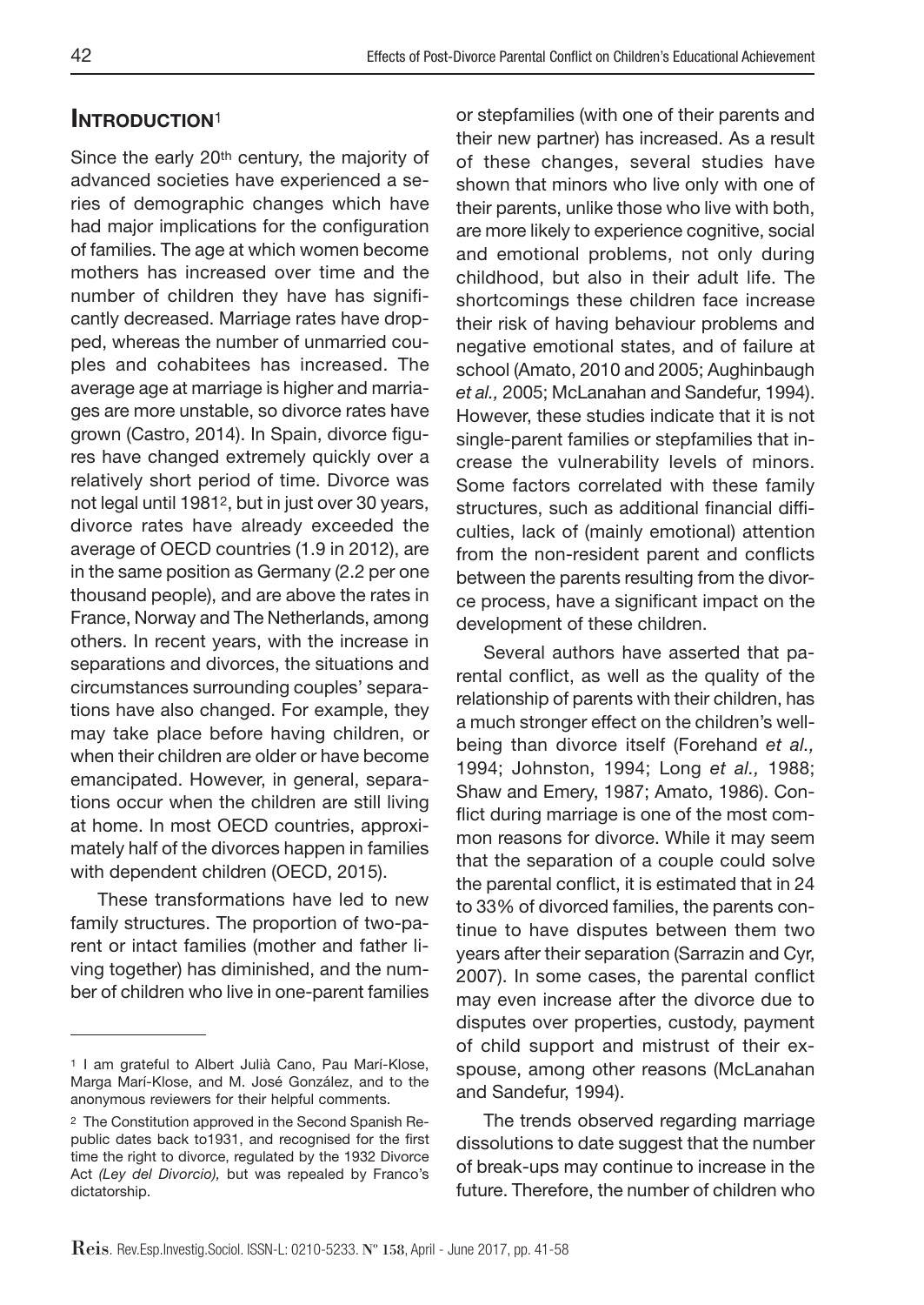## Introduction[1]

Since the early 20th century, the majority of advanced societies have experienced a series of demographic changes which have had major implications for the configuration of families. The age at which women become mothers has increased over time and the number of children they have has significantly decreased. Marriage rates have dropped, whereas the number of unmarried couples and cohabitees has increased. The average age at marriage is higher and marriages are more unstable, so divorce rates have grown (Castro, 2014). In Spain, divorce figures have changed extremely quickly over a relatively short period of time. Divorce was not legal until 1981[2], but in just over 30 years, divorce rates have already exceeded the average of OECD countries (1.9 in 2012), are in the same position as Germany (2.2 per one thousand people), and are above the rates in France, Norway and The Netherlands, among others. In recent years, with the increase in separations and divorces, the situations and circumstances surrounding couples' separations have also changed. For example, they may take place before having children, or when their children are older or have become emancipated. However, in general, separations occur when the children are still living at home. In most OECD countries, approximately half of the divorces happen in families with dependent children (OECD, 2015).

These transformations have led to new family structures. The proportion of two-parent or intact families (mother and father living together) has diminished, and the number of children who live in one-parent families or stepfamilies (with one of their parents and their new partner) has increased. As a result of these changes, several studies have shown that minors who live only with one of their parents, unlike those who live with both, are more likely to experience cognitive, social and emotional problems, not only during childhood, but also in their adult life. The shortcomings these children face increase their risk of having behaviour problems and negative emotional states, and of failure at school (Amato, 2010 and 2005; Aughinbaugh *et al.,* 2005; McLanahan and Sandefur, 1994). However, these studies indicate that it is not single-parent families or stepfamilies that increase the vulnerability levels of minors. Some factors correlated with these family structures, such as additional financial difficulties, lack of (mainly emotional) attention from the non-resident parent and conflicts between the parents resulting from the divorce process, have a significant impact on the development of these children.

Several authors have asserted that parental conflict, as well as the quality of the relationship of parents with their children, has a much stronger effect on the children's wellbeing than divorce itself (Forehand *et al.,* 1994; Johnston, 1994; Long *et al.,* 1988; Shaw and Emery, 1987; Amato, 1986). Conflict during marriage is one of the most common reasons for divorce. While it may seem that the separation of a couple could solve the parental conflict, it is estimated that in 24 to 33% of divorced families, the parents continue to have disputes between them two years after their separation (Sarrazin and Cyr, 2007). In some cases, the parental conflict may even increase after the divorce due to disputes over properties, custody, payment of child support and mistrust of their ex-spouse, among other reasons (McLanahan and Sandefur, 1994).

The trends observed regarding marriage dissolutions to date suggest that the number of break-ups may continue to increase in the future. Therefore, the number of children who

---

[1] I am grateful to Albert Julià Cano, Pau Marí-Klose, Marga Marí-Klose, and M. José González, and to the anonymous reviewers for their helpful comments.

[2] The Constitution approved in the Second Spanish Republic dates back to1931, and recognised for the first time the right to divorce, regulated by the 1932 Divorce Act *(Ley del Divorcio),* but was repealed by Franco's dictatorship.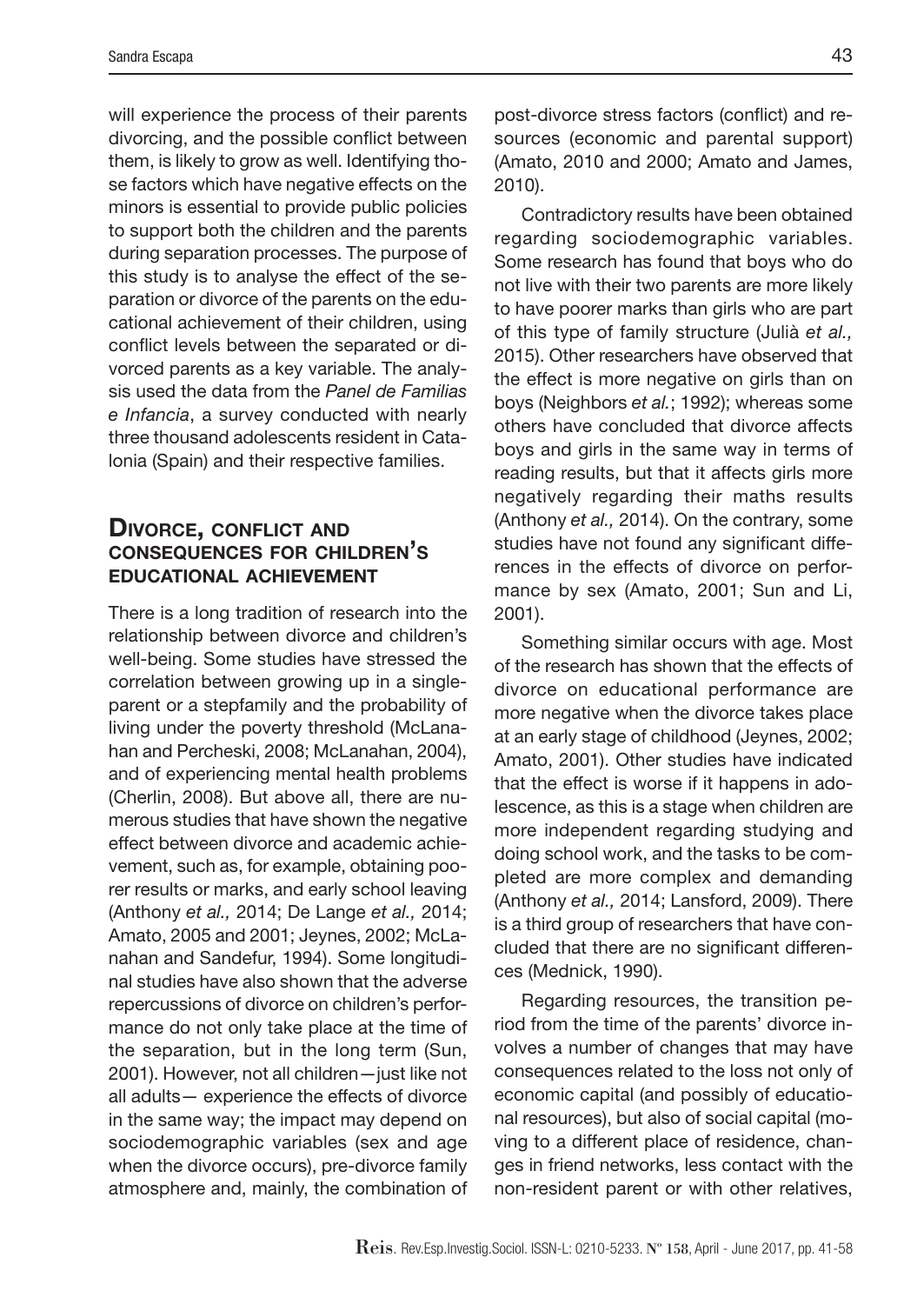will experience the process of their parents divorcing, and the possible conflict between them, is likely to grow as well. Identifying those factors which have negative effects on the minors is essential to provide public policies to support both the children and the parents during separation processes. The purpose of this study is to analyse the effect of the separation or divorce of the parents on the educational achievement of their children, using conflict levels between the separated or divorced parents as a key variable. The analysis used the data from the *Panel de Familias e Infancia*, a survey conducted with nearly three thousand adolescents resident in Catalonia (Spain) and their respective families.

## Divorce, conflict and consequences for children's educational achievement

There is a long tradition of research into the relationship between divorce and children's well-being. Some studies have stressed the correlation between growing up in a single-parent or a stepfamily and the probability of living under the poverty threshold (McLanahan and Percheski, 2008; McLanahan, 2004), and of experiencing mental health problems (Cherlin, 2008). But above all, there are numerous studies that have shown the negative effect between divorce and academic achievement, such as, for example, obtaining poorer results or marks, and early school leaving (Anthony *et al.,* 2014; De Lange *et al.,* 2014; Amato, 2005 and 2001; Jeynes, 2002; McLanahan and Sandefur, 1994). Some longitudinal studies have also shown that the adverse repercussions of divorce on children's performance do not only take place at the time of the separation, but in the long term (Sun, 2001). However, not all children—just like not all adults— experience the effects of divorce in the same way; the impact may depend on sociodemographic variables (sex and age when the divorce occurs), pre-divorce family atmosphere and, mainly, the combination of post-divorce stress factors (conflict) and resources (economic and parental support) (Amato, 2010 and 2000; Amato and James, 2010).

Contradictory results have been obtained regarding sociodemographic variables. Some research has found that boys who do not live with their two parents are more likely to have poorer marks than girls who are part of this type of family structure (Julià *et al.,* 2015). Other researchers have observed that the effect is more negative on girls than on boys (Neighbors *et al.*; 1992); whereas some others have concluded that divorce affects boys and girls in the same way in terms of reading results, but that it affects girls more negatively regarding their maths results (Anthony *et al.,* 2014). On the contrary, some studies have not found any significant differences in the effects of divorce on performance by sex (Amato, 2001; Sun and Li, 2001).

Something similar occurs with age. Most of the research has shown that the effects of divorce on educational performance are more negative when the divorce takes place at an early stage of childhood (Jeynes, 2002; Amato, 2001). Other studies have indicated that the effect is worse if it happens in adolescence, as this is a stage when children are more independent regarding studying and doing school work, and the tasks to be completed are more complex and demanding (Anthony *et al.,* 2014; Lansford, 2009). There is a third group of researchers that have concluded that there are no significant differences (Mednick, 1990).

Regarding resources, the transition period from the time of the parents' divorce involves a number of changes that may have consequences related to the loss not only of economic capital (and possibly of educational resources), but also of social capital (moving to a different place of residence, changes in friend networks, less contact with the non-resident parent or with other relatives,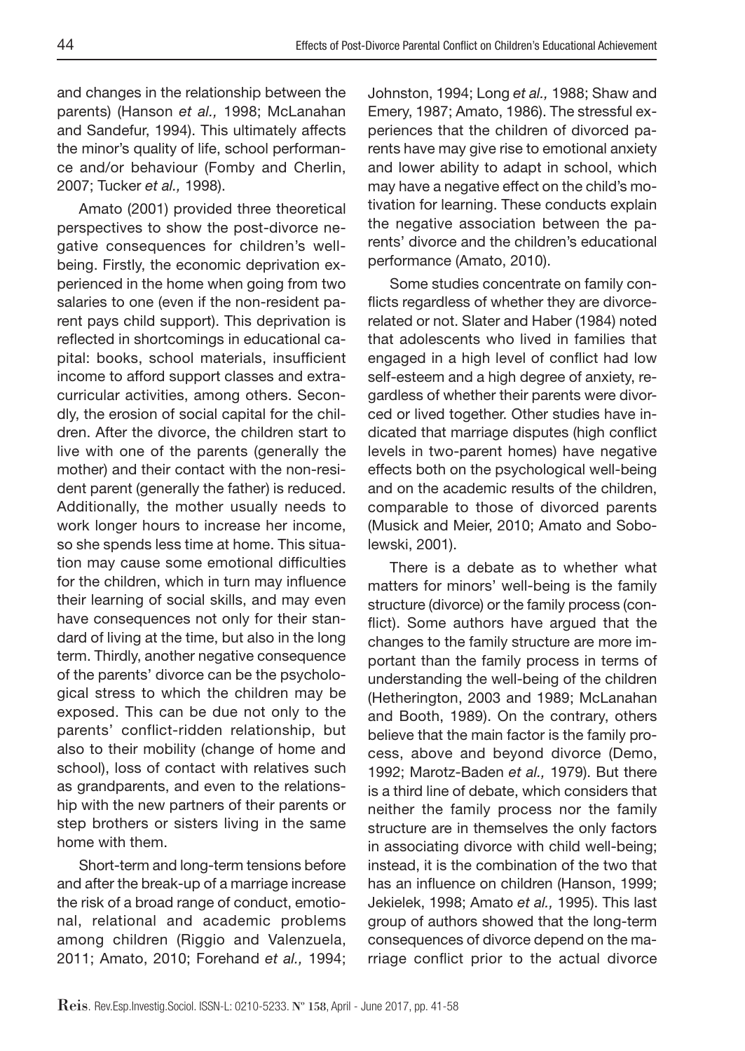and changes in the relationship between the parents) (Hanson *et al.,* 1998; McLanahan and Sandefur, 1994). This ultimately affects the minor's quality of life, school performance and/or behaviour (Fomby and Cherlin, 2007; Tucker *et al.,* 1998).

Amato (2001) provided three theoretical perspectives to show the post-divorce negative consequences for children's well-being. Firstly, the economic deprivation experienced in the home when going from two salaries to one (even if the non-resident parent pays child support). This deprivation is reflected in shortcomings in educational capital: books, school materials, insufficient income to afford support classes and extracurricular activities, among others. Secondly, the erosion of social capital for the children. After the divorce, the children start to live with one of the parents (generally the mother) and their contact with the non-resident parent (generally the father) is reduced. Additionally, the mother usually needs to work longer hours to increase her income, so she spends less time at home. This situation may cause some emotional difficulties for the children, which in turn may influence their learning of social skills, and may even have consequences not only for their standard of living at the time, but also in the long term. Thirdly, another negative consequence of the parents' divorce can be the psychological stress to which the children may be exposed. This can be due not only to the parents' conflict-ridden relationship, but also to their mobility (change of home and school), loss of contact with relatives such as grandparents, and even to the relationship with the new partners of their parents or step brothers or sisters living in the same home with them.

Short-term and long-term tensions before and after the break-up of a marriage increase the risk of a broad range of conduct, emotional, relational and academic problems among children (Riggio and Valenzuela, 2011; Amato, 2010; Forehand *et al.,* 1994; Johnston, 1994; Long *et al.,* 1988; Shaw and Emery, 1987; Amato, 1986). The stressful experiences that the children of divorced parents have may give rise to emotional anxiety and lower ability to adapt in school, which may have a negative effect on the child's motivation for learning. These conducts explain the negative association between the parents' divorce and the children's educational performance (Amato, 2010).

Some studies concentrate on family conflicts regardless of whether they are divorce-related or not. Slater and Haber (1984) noted that adolescents who lived in families that engaged in a high level of conflict had low self-esteem and a high degree of anxiety, regardless of whether their parents were divorced or lived together. Other studies have indicated that marriage disputes (high conflict levels in two-parent homes) have negative effects both on the psychological well-being and on the academic results of the children, comparable to those of divorced parents (Musick and Meier, 2010; Amato and Sobolewski, 2001).

There is a debate as to whether what matters for minors' well-being is the family structure (divorce) or the family process (conflict). Some authors have argued that the changes to the family structure are more important than the family process in terms of understanding the well-being of the children (Hetherington, 2003 and 1989; McLanahan and Booth, 1989). On the contrary, others believe that the main factor is the family process, above and beyond divorce (Demo, 1992; Marotz-Baden *et al.,* 1979). But there is a third line of debate, which considers that neither the family process nor the family structure are in themselves the only factors in associating divorce with child well-being; instead, it is the combination of the two that has an influence on children (Hanson, 1999; Jekielek, 1998; Amato *et al.,* 1995). This last group of authors showed that the long-term consequences of divorce depend on the marriage conflict prior to the actual divorce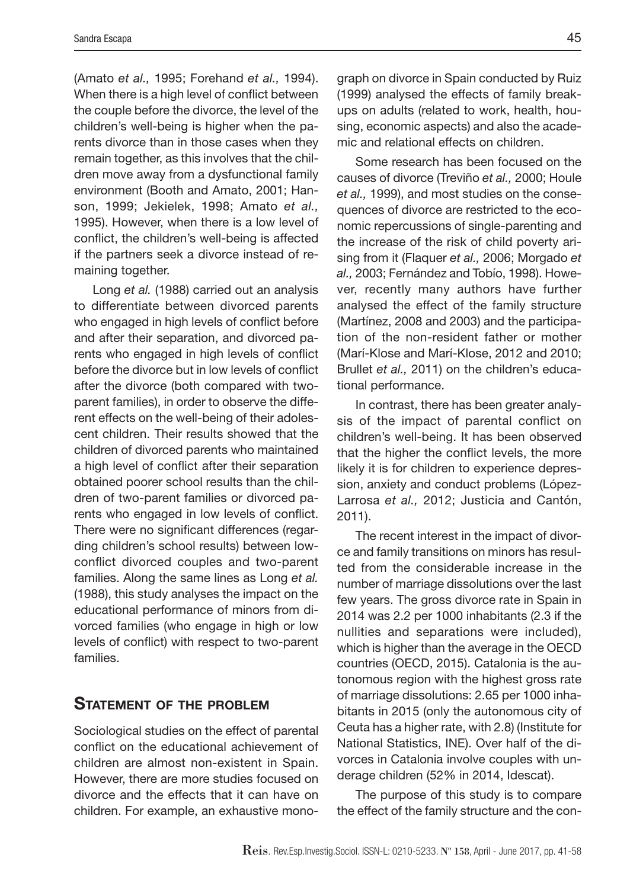(Amato *et al.,* 1995; Forehand *et al.,* 1994). When there is a high level of conflict between the couple before the divorce, the level of the children's well-being is higher when the parents divorce than in those cases when they remain together, as this involves that the children move away from a dysfunctional family environment (Booth and Amato, 2001; Hanson, 1999; Jekielek, 1998; Amato *et al.,* 1995). However, when there is a low level of conflict, the children's well-being is affected if the partners seek a divorce instead of remaining together.

Long *et al.* (1988) carried out an analysis to differentiate between divorced parents who engaged in high levels of conflict before and after their separation, and divorced parents who engaged in high levels of conflict before the divorce but in low levels of conflict after the divorce (both compared with two-parent families), in order to observe the different effects on the well-being of their adolescent children. Their results showed that the children of divorced parents who maintained a high level of conflict after their separation obtained poorer school results than the children of two-parent families or divorced parents who engaged in low levels of conflict. There were no significant differences (regarding children's school results) between low-conflict divorced couples and two-parent families. Along the same lines as Long *et al.* (1988), this study analyses the impact on the educational performance of minors from divorced families (who engage in high or low levels of conflict) with respect to two-parent families.

## Statement of the problem

Sociological studies on the effect of parental conflict on the educational achievement of children are almost non-existent in Spain. However, there are more studies focused on divorce and the effects that it can have on children. For example, an exhaustive monograph on divorce in Spain conducted by Ruiz (1999) analysed the effects of family breakups on adults (related to work, health, housing, economic aspects) and also the academic and relational effects on children.

Some research has been focused on the causes of divorce (Treviño *et al.,* 2000; Houle *et al.,* 1999), and most studies on the consequences of divorce are restricted to the economic repercussions of single-parenting and the increase of the risk of child poverty arising from it (Flaquer *et al.,* 2006; Morgado *et al.,* 2003; Fernández and Tobío, 1998). However, recently many authors have further analysed the effect of the family structure (Martínez, 2008 and 2003) and the participation of the non-resident father or mother (Marí-Klose and Marí-Klose, 2012 and 2010; Brullet *et al.,* 2011) on the children's educational performance.

In contrast, there has been greater analysis of the impact of parental conflict on children's well-being. It has been observed that the higher the conflict levels, the more likely it is for children to experience depression, anxiety and conduct problems (López-Larrosa *et al.,* 2012; Justicia and Cantón, 2011).

The recent interest in the impact of divorce and family transitions on minors has resulted from the considerable increase in the number of marriage dissolutions over the last few years. The gross divorce rate in Spain in 2014 was 2.2 per 1000 inhabitants (2.3 if the nullities and separations were included), which is higher than the average in the OECD countries (OECD, 2015). Catalonia is the autonomous region with the highest gross rate of marriage dissolutions: 2.65 per 1000 inhabitants in 2015 (only the autonomous city of Ceuta has a higher rate, with 2.8) (Institute for National Statistics, INE). Over half of the divorces in Catalonia involve couples with underage children (52% in 2014, Idescat).

The purpose of this study is to compare the effect of the family structure and the con-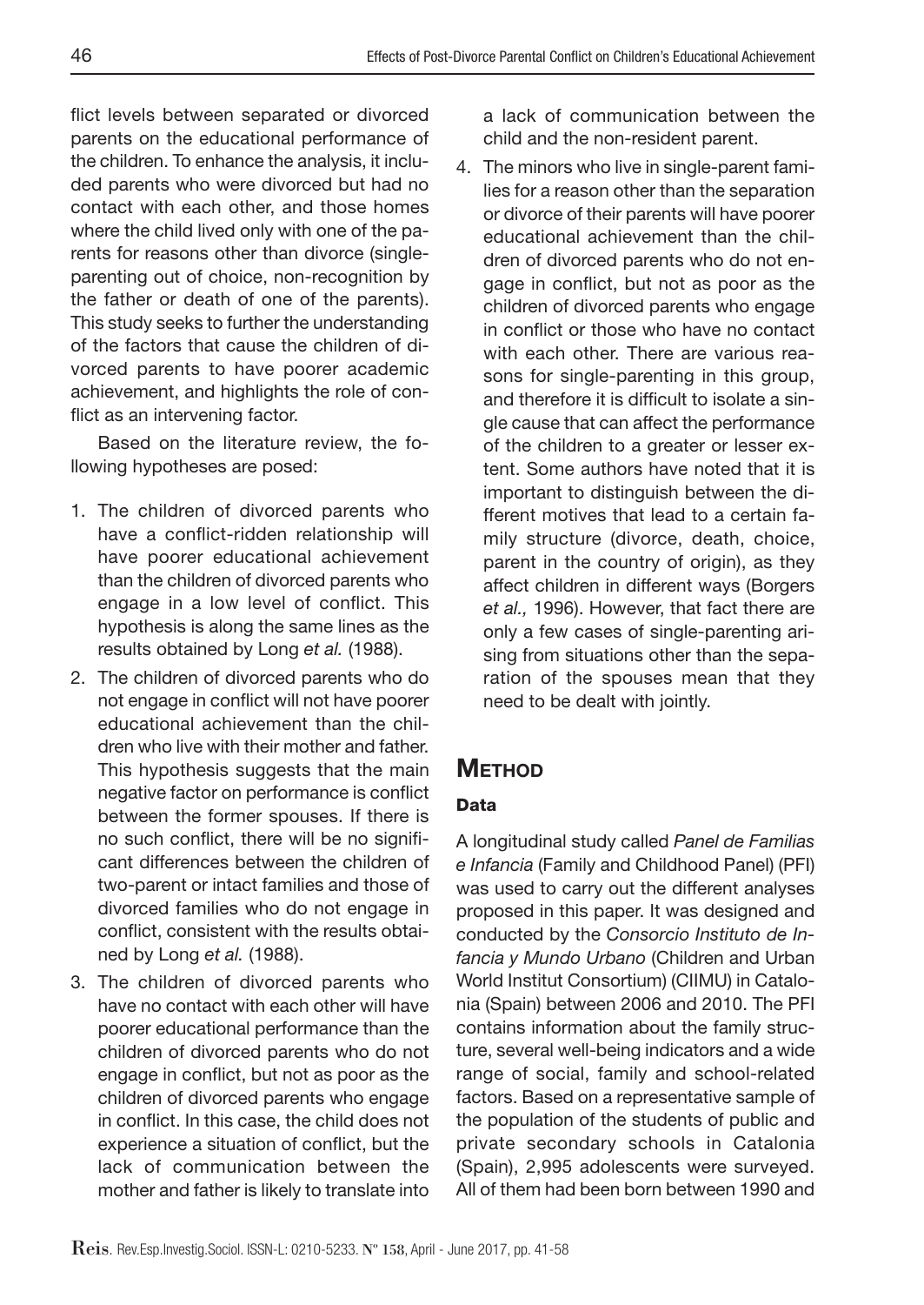flict levels between separated or divorced parents on the educational performance of the children. To enhance the analysis, it included parents who were divorced but had no contact with each other, and those homes where the child lived only with one of the parents for reasons other than divorce (single-parenting out of choice, non-recognition by the father or death of one of the parents). This study seeks to further the understanding of the factors that cause the children of divorced parents to have poorer academic achievement, and highlights the role of conflict as an intervening factor.

Based on the literature review, the following hypotheses are posed:

1. The children of divorced parents who have a conflict-ridden relationship will have poorer educational achievement than the children of divorced parents who engage in a low level of conflict. This hypothesis is along the same lines as the results obtained by Long *et al.* (1988).
2. The children of divorced parents who do not engage in conflict will not have poorer educational achievement than the children who live with their mother and father. This hypothesis suggests that the main negative factor on performance is conflict between the former spouses. If there is no such conflict, there will be no significant differences between the children of two-parent or intact families and those of divorced families who do not engage in conflict, consistent with the results obtained by Long *et al.* (1988).
3. The children of divorced parents who have no contact with each other will have poorer educational performance than the children of divorced parents who do not engage in conflict, but not as poor as the children of divorced parents who engage in conflict. In this case, the child does not experience a situation of conflict, but the lack of communication between the mother and father is likely to translate into a lack of communication between the child and the non-resident parent.
4. The minors who live in single-parent families for a reason other than the separation or divorce of their parents will have poorer educational achievement than the children of divorced parents who do not engage in conflict, but not as poor as the children of divorced parents who engage in conflict or those who have no contact with each other. There are various reasons for single-parenting in this group, and therefore it is difficult to isolate a single cause that can affect the performance of the children to a greater or lesser extent. Some authors have noted that it is important to distinguish between the different motives that lead to a certain family structure (divorce, death, choice, parent in the country of origin), as they affect children in different ways (Borgers *et al.,* 1996). However, that fact there are only a few cases of single-parenting arising from situations other than the separation of the spouses mean that they need to be dealt with jointly.

## Method

### Data

A longitudinal study called *Panel de Familias e Infancia* (Family and Childhood Panel) (PFI) was used to carry out the different analyses proposed in this paper. It was designed and conducted by the *Consorcio Instituto de Infancia y Mundo Urbano* (Children and Urban World Institut Consortium) (CIIMU) in Catalonia (Spain) between 2006 and 2010. The PFI contains information about the family structure, several well-being indicators and a wide range of social, family and school-related factors. Based on a representative sample of the population of the students of public and private secondary schools in Catalonia (Spain), 2,995 adolescents were surveyed. All of them had been born between 1990 and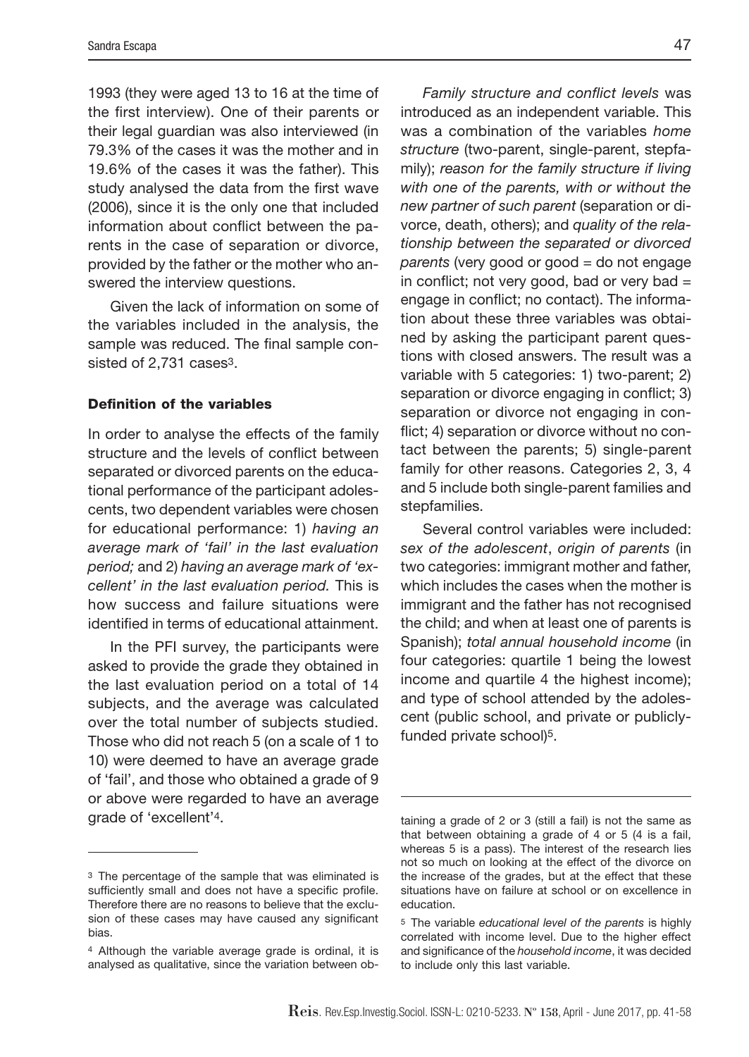1993 (they were aged 13 to 16 at the time of the first interview). One of their parents or their legal guardian was also interviewed (in 79.3% of the cases it was the mother and in 19.6% of the cases it was the father). This study analysed the data from the first wave (2006), since it is the only one that included information about conflict between the parents in the case of separation or divorce, provided by the father or the mother who answered the interview questions.

Given the lack of information on some of the variables included in the analysis, the sample was reduced. The final sample consisted of 2,731 cases[3].

#### Definition of the variables

In order to analyse the effects of the family structure and the levels of conflict between separated or divorced parents on the educational performance of the participant adolescents, two dependent variables were chosen for educational performance: 1) *having an average mark of 'fail' in the last evaluation period;* and 2) *having an average mark of 'excellent' in the last evaluation period.* This is how success and failure situations were identified in terms of educational attainment.

In the PFI survey, the participants were asked to provide the grade they obtained in the last evaluation period on a total of 14 subjects, and the average was calculated over the total number of subjects studied. Those who did not reach 5 (on a scale of 1 to 10) were deemed to have an average grade of 'fail', and those who obtained a grade of 9 or above were regarded to have an average grade of 'excellent'[4].

*Family structure and conflict levels* was introduced as an independent variable. This was a combination of the variables *home structure* (two-parent, single-parent, stepfamily); *reason for the family structure if living with one of the parents, with or without the new partner of such parent* (separation or divorce, death, others); and *quality of the relationship between the separated or divorced parents* (very good or good = do not engage in conflict; not very good, bad or very bad = engage in conflict; no contact). The information about these three variables was obtained by asking the participant parent questions with closed answers. The result was a variable with 5 categories: 1) two-parent; 2) separation or divorce engaging in conflict; 3) separation or divorce not engaging in conflict; 4) separation or divorce without no contact between the parents; 5) single-parent family for other reasons. Categories 2, 3, 4 and 5 include both single-parent families and stepfamilies.

Several control variables were included: *sex of the adolescent*, *origin of parents* (in two categories: immigrant mother and father, which includes the cases when the mother is immigrant and the father has not recognised the child; and when at least one of parents is Spanish); *total annual household income* (in four categories: quartile 1 being the lowest income and quartile 4 the highest income); and type of school attended by the adolescent (public school, and private or publicly-funded private school)[5].

---

[3] The percentage of the sample that was eliminated is sufficiently small and does not have a specific profile. Therefore there are no reasons to believe that the exclusion of these cases may have caused any significant bias.

[4] Although the variable average grade is ordinal, it is analysed as qualitative, since the variation between obtaining a grade of 2 or 3 (still a fail) is not the same as that between obtaining a grade of 4 or 5 (4 is a fail, whereas 5 is a pass). The interest of the research lies not so much on looking at the effect of the divorce on the increase of the grades, but at the effect that these situations have on failure at school or on excellence in education.

[5] The variable *educational level of the parents* is highly correlated with income level. Due to the higher effect and significance of the *household income*, it was decided to include only this last variable.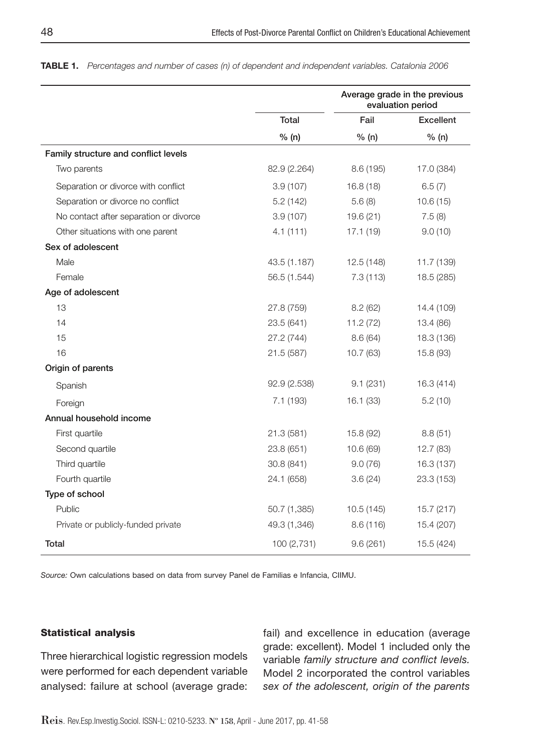**TABLE 1.** *Percentages and number of cases (n) of dependent and independent variables. Catalonia 2006*

| | | Average grade in the previous evaluation period | |
|---|---|---|---|
| | Total | Fail | Excellent |
| | % (n) | % (n) | % (n) |
| **Family structure and conflict levels** | | | |
| Two parents | 82.9 (2.264) | 8.6 (195) | 17.0 (384) |
| Separation or divorce with conflict | 3.9 (107) | 16.8 (18) | 6.5 (7) |
| Separation or divorce no conflict | 5.2 (142) | 5.6 (8) | 10.6 (15) |
| No contact after separation or divorce | 3.9 (107) | 19.6 (21) | 7.5 (8) |
| Other situations with one parent | 4.1 (111) | 17.1 (19) | 9.0 (10) |
| **Sex of adolescent** | | | |
| Male | 43.5 (1.187) | 12.5 (148) | 11.7 (139) |
| Female | 56.5 (1.544) | 7.3 (113) | 18.5 (285) |
| **Age of adolescent** | | | |
| 13 | 27.8 (759) | 8.2 (62) | 14.4 (109) |
| 14 | 23.5 (641) | 11.2 (72) | 13.4 (86) |
| 15 | 27.2 (744) | 8.6 (64) | 18.3 (136) |
| 16 | 21.5 (587) | 10.7 (63) | 15.8 (93) |
| **Origin of parents** | | | |
| Spanish | 92.9 (2.538) | 9.1 (231) | 16.3 (414) |
| Foreign | 7.1 (193) | 16.1 (33) | 5.2 (10) |
| **Annual household income** | | | |
| First quartile | 21.3 (581) | 15.8 (92) | 8.8 (51) |
| Second quartile | 23.8 (651) | 10.6 (69) | 12.7 (83) |
| Third quartile | 30.8 (841) | 9.0 (76) | 16.3 (137) |
| Fourth quartile | 24.1 (658) | 3.6 (24) | 23.3 (153) |
| **Type of school** | | | |
| Public | 50.7 (1,385) | 10.5 (145) | 15.7 (217) |
| Private or publicly-funded private | 49.3 (1,346) | 8.6 (116) | 15.4 (207) |
| **Total** | 100 (2,731) | 9.6 (261) | 15.5 (424) |

*Source:* Own calculations based on data from survey Panel de Familias e Infancia, CIIMU.

### Statistical analysis

Three hierarchical logistic regression models were performed for each dependent variable analysed: failure at school (average grade: fail) and excellence in education (average grade: excellent). Model 1 included only the variable *family structure and conflict levels.* Model 2 incorporated the control variables *sex of the adolescent, origin of the parents*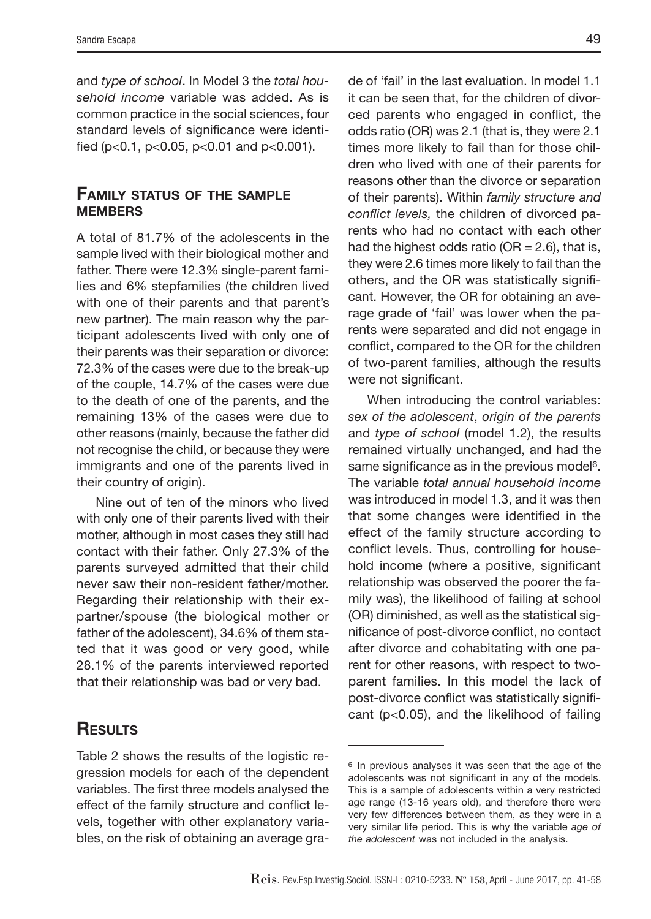and *type of school*. In Model 3 the *total household income* variable was added. As is common practice in the social sciences, four standard levels of significance were identified (p<0.1, p<0.05, p<0.01 and p<0.001).

## Family status of the sample members

A total of 81.7% of the adolescents in the sample lived with their biological mother and father. There were 12.3% single-parent families and 6% stepfamilies (the children lived with one of their parents and that parent's new partner). The main reason why the participant adolescents lived with only one of their parents was their separation or divorce: 72.3% of the cases were due to the break-up of the couple, 14.7% of the cases were due to the death of one of the parents, and the remaining 13% of the cases were due to other reasons (mainly, because the father did not recognise the child, or because they were immigrants and one of the parents lived in their country of origin).

Nine out of ten of the minors who lived with only one of their parents lived with their mother, although in most cases they still had contact with their father. Only 27.3% of the parents surveyed admitted that their child never saw their non-resident father/mother. Regarding their relationship with their ex-partner/spouse (the biological mother or father of the adolescent), 34.6% of them stated that it was good or very good, while 28.1% of the parents interviewed reported that their relationship was bad or very bad.

## Results

Table 2 shows the results of the logistic regression models for each of the dependent variables. The first three models analysed the effect of the family structure and conflict levels, together with other explanatory variables, on the risk of obtaining an average grade of 'fail' in the last evaluation. In model 1.1 it can be seen that, for the children of divorced parents who engaged in conflict, the odds ratio (OR) was 2.1 (that is, they were 2.1 times more likely to fail than for those children who lived with one of their parents for reasons other than the divorce or separation of their parents). Within *family structure and conflict levels,* the children of divorced parents who had no contact with each other had the highest odds ratio (OR = 2.6), that is, they were 2.6 times more likely to fail than the others, and the OR was statistically significant. However, the OR for obtaining an average grade of 'fail' was lower when the parents were separated and did not engage in conflict, compared to the OR for the children of two-parent families, although the results were not significant.

When introducing the control variables: *sex of the adolescent*, *origin of the parents* and *type of school* (model 1.2), the results remained virtually unchanged, and had the same significance as in the previous model[6]. The variable *total annual household income* was introduced in model 1.3, and it was then that some changes were identified in the effect of the family structure according to conflict levels. Thus, controlling for household income (where a positive, significant relationship was observed the poorer the family was), the likelihood of failing at school (OR) diminished, as well as the statistical significance of post-divorce conflict, no contact after divorce and cohabitating with one parent for other reasons, with respect to two-parent families. In this model the lack of post-divorce conflict was statistically significant (p<0.05), and the likelihood of failing

---

[6] In previous analyses it was seen that the age of the adolescents was not significant in any of the models. This is a sample of adolescents within a very restricted age range (13-16 years old), and therefore there were very few differences between them, as they were in a very similar life period. This is why the variable *age of the adolescent* was not included in the analysis.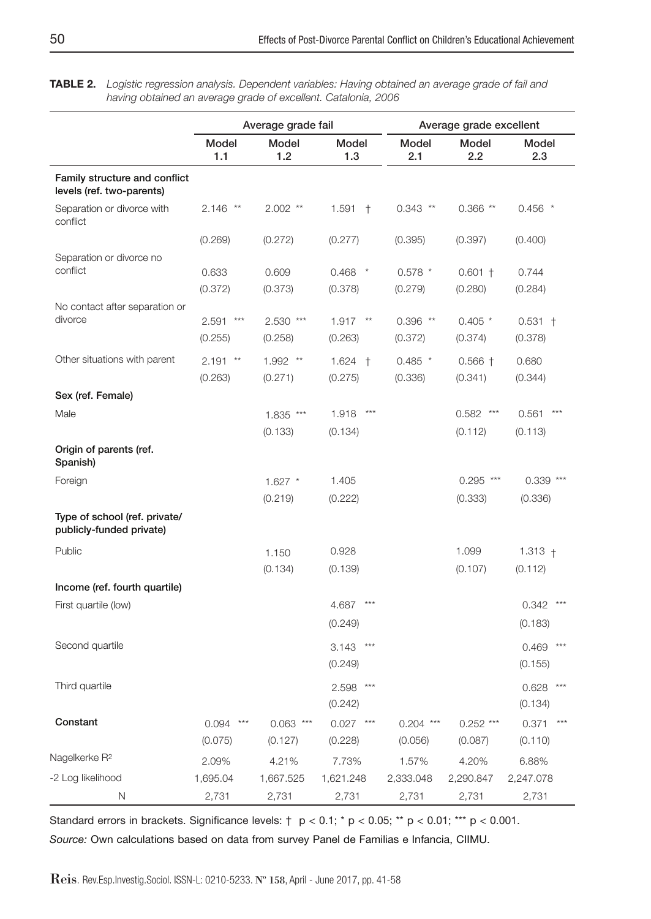**TABLE 2.** *Logistic regression analysis. Dependent variables: Having obtained an average grade of fail and having obtained an average grade of excellent. Catalonia, 2006*

| | Average grade fail | | | Average grade excellent | | |
|---|---|---|---|---|---|---|
| | Model 1.1 | Model 1.2 | Model 1.3 | Model 2.1 | Model 2.2 | Model 2.3 |
| **Family structure and conflict levels (ref. two-parents)** | | | | | | |
| Separation or divorce with conflict | 2.146 ** | 2.002 ** | 1.591 † | 0.343 ** | 0.366 ** | 0.456 * |
| | (0.269) | (0.272) | (0.277) | (0.395) | (0.397) | (0.400) |
| Separation or divorce no conflict | 0.633 | 0.609 | 0.468 * | 0.578 * | 0.601 † | 0.744 |
| | (0.372) | (0.373) | (0.378) | (0.279) | (0.280) | (0.284) |
| No contact after separation or divorce | 2.591 *** | 2.530 *** | 1.917 ** | 0.396 ** | 0.405 * | 0.531 † |
| | (0.255) | (0.258) | (0.263) | (0.372) | (0.374) | (0.378) |
| Other situations with parent | 2.191 ** | 1.992 ** | 1.624 † | 0.485 * | 0.566 † | 0.680 |
| | (0.263) | (0.271) | (0.275) | (0.336) | (0.341) | (0.344) |
| **Sex (ref. Female)** | | | | | | |
| Male | | 1.835 *** | 1.918 *** | | 0.582 *** | 0.561 *** |
| | | (0.133) | (0.134) | | (0.112) | (0.113) |
| **Origin of parents (ref. Spanish)** | | | | | | |
| Foreign | | 1.627 * | 1.405 | | 0.295 *** | 0.339 *** |
| | | (0.219) | (0.222) | | (0.333) | (0.336) |
| **Type of school (ref. private/ publicly-funded private)** | | | | | | |
| Public | | 1.150 | 0.928 | | 1.099 | 1.313 † |
| | | (0.134) | (0.139) | | (0.107) | (0.112) |
| **Income (ref. fourth quartile)** | | | | | | |
| First quartile (low) | | | 4.687 *** | | | 0.342 *** |
| | | | (0.249) | | | (0.183) |
| Second quartile | | | 3.143 *** | | | 0.469 *** |
| | | | (0.249) | | | (0.155) |
| Third quartile | | | 2.598 *** | | | 0.628 *** |
| | | | (0.242) | | | (0.134) |
| **Constant** | 0.094 *** | 0.063 *** | 0.027 *** | 0.204 *** | 0.252 *** | 0.371 *** |
| | (0.075) | (0.127) | (0.228) | (0.056) | (0.087) | (0.110) |
| Nagelkerke $R^2$ | 2.09% | 4.21% | 7.73% | 1.57% | 4.20% | 6.88% |
| -2 Log likelihood | 1,695.04 | 1,667.525 | 1,621.248 | 2,333.048 | 2,290.847 | 2,247.078 |
| N | 2,731 | 2,731 | 2,731 | 2,731 | 2,731 | 2,731 |

Standard errors in brackets. Significance levels: † $p < 0.1$; * $p < 0.05$; ** $p < 0.01$; *** $p < 0.001$.

*Source:* Own calculations based on data from survey Panel de Familias e Infancia, CIIMU.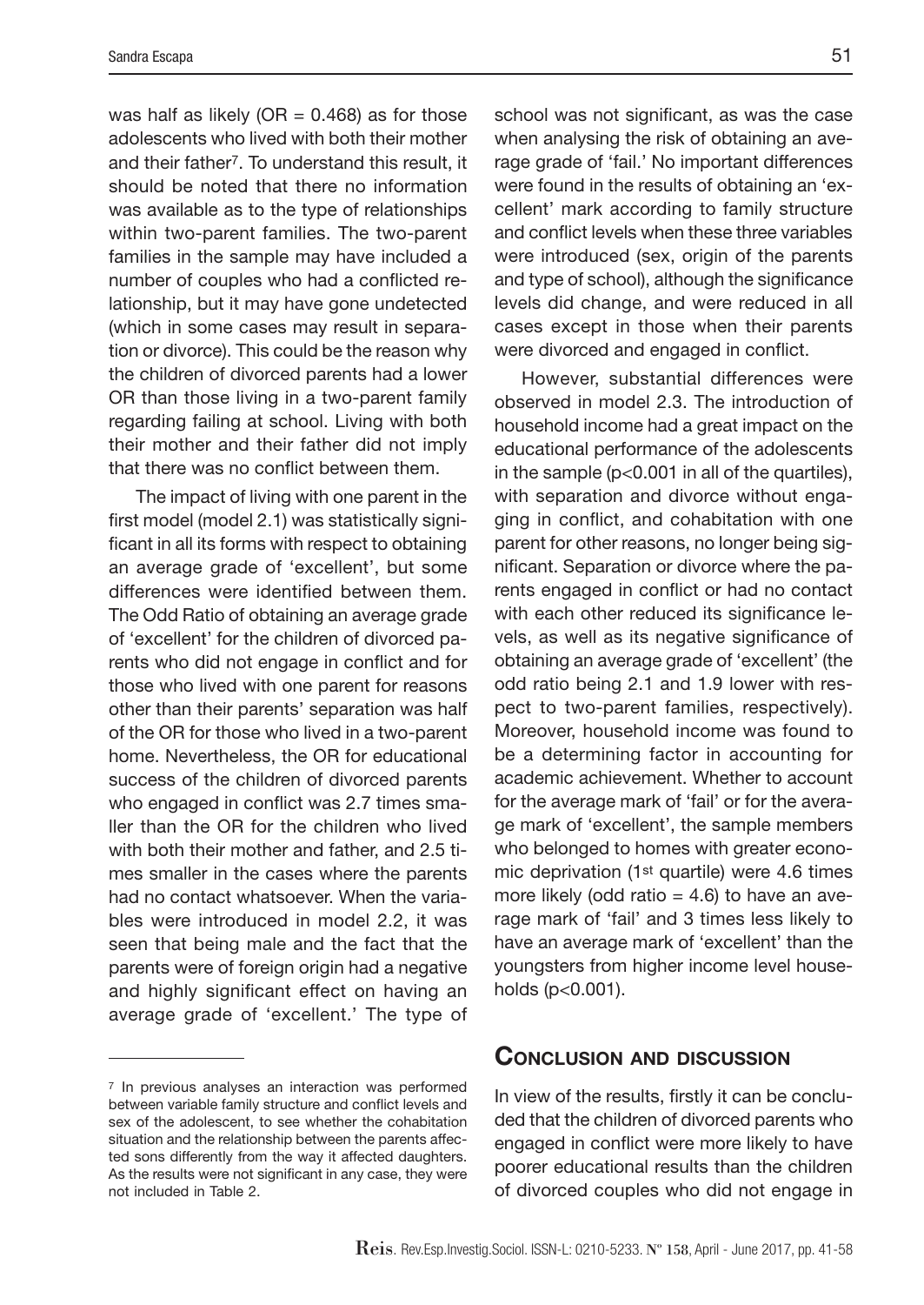was half as likely (OR = 0.468) as for those adolescents who lived with both their mother and their father[7]. To understand this result, it should be noted that there no information was available as to the type of relationships within two-parent families. The two-parent families in the sample may have included a number of couples who had a conflicted relationship, but it may have gone undetected (which in some cases may result in separation or divorce). This could be the reason why the children of divorced parents had a lower OR than those living in a two-parent family regarding failing at school. Living with both their mother and their father did not imply that there was no conflict between them.

The impact of living with one parent in the first model (model 2.1) was statistically significant in all its forms with respect to obtaining an average grade of 'excellent', but some differences were identified between them. The Odd Ratio of obtaining an average grade of 'excellent' for the children of divorced parents who did not engage in conflict and for those who lived with one parent for reasons other than their parents' separation was half of the OR for those who lived in a two-parent home. Nevertheless, the OR for educational success of the children of divorced parents who engaged in conflict was 2.7 times smaller than the OR for the children who lived with both their mother and father, and 2.5 times smaller in the cases where the parents had no contact whatsoever. When the variables were introduced in model 2.2, it was seen that being male and the fact that the parents were of foreign origin had a negative and highly significant effect on having an average grade of 'excellent.' The type of school was not significant, as was the case when analysing the risk of obtaining an average grade of 'fail.' No important differences were found in the results of obtaining an 'excellent' mark according to family structure and conflict levels when these three variables were introduced (sex, origin of the parents and type of school), although the significance levels did change, and were reduced in all cases except in those when their parents were divorced and engaged in conflict.

However, substantial differences were observed in model 2.3. The introduction of household income had a great impact on the educational performance of the adolescents in the sample ($p<0.001$ in all of the quartiles), with separation and divorce without engaging in conflict, and cohabitation with one parent for other reasons, no longer being significant. Separation or divorce where the parents engaged in conflict or had no contact with each other reduced its significance levels, as well as its negative significance of obtaining an average grade of 'excellent' (the odd ratio being 2.1 and 1.9 lower with respect to two-parent families, respectively). Moreover, household income was found to be a determining factor in accounting for academic achievement. Whether to account for the average mark of 'fail' or for the average mark of 'excellent', the sample members who belonged to homes with greater economic deprivation (1st quartile) were 4.6 times more likely (odd ratio = 4.6) to have an average mark of 'fail' and 3 times less likely to have an average mark of 'excellent' than the youngsters from higher income level households ($p<0.001$).

## Conclusion and discussion

In view of the results, firstly it can be concluded that the children of divorced parents who engaged in conflict were more likely to have poorer educational results than the children of divorced couples who did not engage in

---

[7] In previous analyses an interaction was performed between variable family structure and conflict levels and sex of the adolescent, to see whether the cohabitation situation and the relationship between the parents affected sons differently from the way it affected daughters. As the results were not significant in any case, they were not included in Table 2.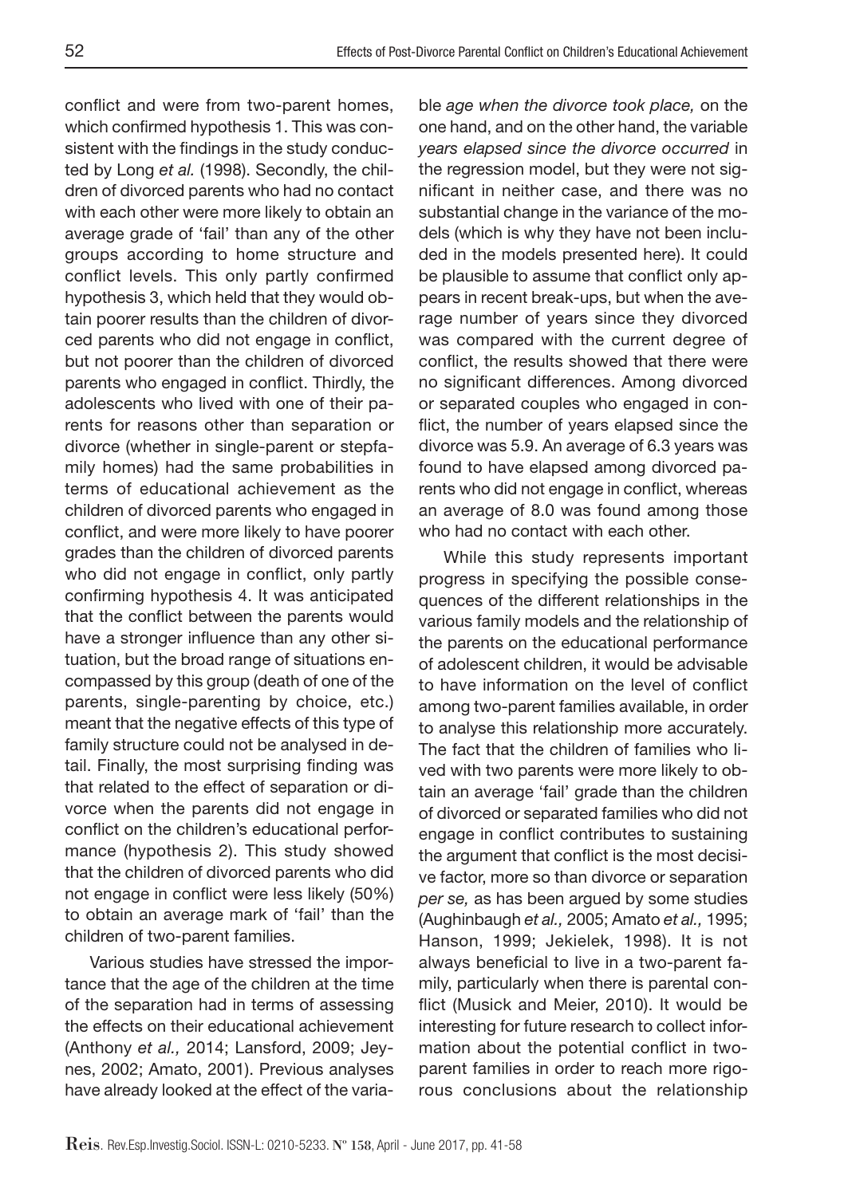conflict and were from two-parent homes, which confirmed hypothesis 1. This was consistent with the findings in the study conducted by Long *et al.* (1998). Secondly, the children of divorced parents who had no contact with each other were more likely to obtain an average grade of 'fail' than any of the other groups according to home structure and conflict levels. This only partly confirmed hypothesis 3, which held that they would obtain poorer results than the children of divorced parents who did not engage in conflict, but not poorer than the children of divorced parents who engaged in conflict. Thirdly, the adolescents who lived with one of their parents for reasons other than separation or divorce (whether in single-parent or stepfamily homes) had the same probabilities in terms of educational achievement as the children of divorced parents who engaged in conflict, and were more likely to have poorer grades than the children of divorced parents who did not engage in conflict, only partly confirming hypothesis 4. It was anticipated that the conflict between the parents would have a stronger influence than any other situation, but the broad range of situations encompassed by this group (death of one of the parents, single-parenting by choice, etc.) meant that the negative effects of this type of family structure could not be analysed in detail. Finally, the most surprising finding was that related to the effect of separation or divorce when the parents did not engage in conflict on the children's educational performance (hypothesis 2). This study showed that the children of divorced parents who did not engage in conflict were less likely (50%) to obtain an average mark of 'fail' than the children of two-parent families.

Various studies have stressed the importance that the age of the children at the time of the separation had in terms of assessing the effects on their educational achievement (Anthony *et al.,* 2014; Lansford, 2009; Jeynes, 2002; Amato, 2001). Previous analyses have already looked at the effect of the variable *age when the divorce took place,* on the one hand, and on the other hand, the variable *years elapsed since the divorce occurred* in the regression model, but they were not significant in neither case, and there was no substantial change in the variance of the models (which is why they have not been included in the models presented here). It could be plausible to assume that conflict only appears in recent break-ups, but when the average number of years since they divorced was compared with the current degree of conflict, the results showed that there were no significant differences. Among divorced or separated couples who engaged in conflict, the number of years elapsed since the divorce was 5.9. An average of 6.3 years was found to have elapsed among divorced parents who did not engage in conflict, whereas an average of 8.0 was found among those who had no contact with each other.

While this study represents important progress in specifying the possible consequences of the different relationships in the various family models and the relationship of the parents on the educational performance of adolescent children, it would be advisable to have information on the level of conflict among two-parent families available, in order to analyse this relationship more accurately. The fact that the children of families who lived with two parents were more likely to obtain an average 'fail' grade than the children of divorced or separated families who did not engage in conflict contributes to sustaining the argument that conflict is the most decisive factor, more so than divorce or separation *per se,* as has been argued by some studies (Aughinbaugh *et al.,* 2005; Amato *et al.,* 1995; Hanson, 1999; Jekielek, 1998). It is not always beneficial to live in a two-parent family, particularly when there is parental conflict (Musick and Meier, 2010). It would be interesting for future research to collect information about the potential conflict in two-parent families in order to reach more rigorous conclusions about the relationship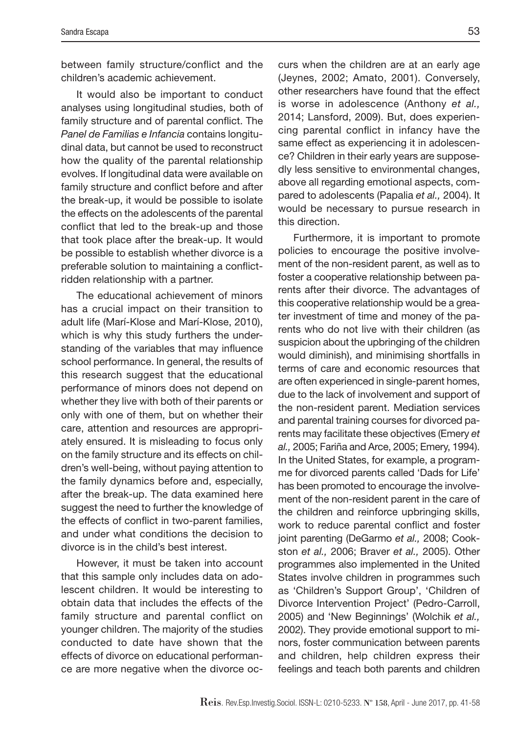between family structure/conflict and the children's academic achievement.

It would also be important to conduct analyses using longitudinal studies, both of family structure and of parental conflict. The *Panel de Familias e Infancia* contains longitudinal data, but cannot be used to reconstruct how the quality of the parental relationship evolves. If longitudinal data were available on family structure and conflict before and after the break-up, it would be possible to isolate the effects on the adolescents of the parental conflict that led to the break-up and those that took place after the break-up. It would be possible to establish whether divorce is a preferable solution to maintaining a conflict-ridden relationship with a partner.

The educational achievement of minors has a crucial impact on their transition to adult life (Marí-Klose and Marí-Klose, 2010), which is why this study furthers the understanding of the variables that may influence school performance. In general, the results of this research suggest that the educational performance of minors does not depend on whether they live with both of their parents or only with one of them, but on whether their care, attention and resources are appropriately ensured. It is misleading to focus only on the family structure and its effects on children's well-being, without paying attention to the family dynamics before and, especially, after the break-up. The data examined here suggest the need to further the knowledge of the effects of conflict in two-parent families, and under what conditions the decision to divorce is in the child's best interest.

However, it must be taken into account that this sample only includes data on adolescent children. It would be interesting to obtain data that includes the effects of the family structure and parental conflict on younger children. The majority of the studies conducted to date have shown that the effects of divorce on educational performance are more negative when the divorce occurs when the children are at an early age (Jeynes, 2002; Amato, 2001). Conversely, other researchers have found that the effect is worse in adolescence (Anthony *et al.,* 2014; Lansford, 2009). But, does experiencing parental conflict in infancy have the same effect as experiencing it in adolescence? Children in their early years are supposedly less sensitive to environmental changes, above all regarding emotional aspects, compared to adolescents (Papalia *et al.,* 2004). It would be necessary to pursue research in this direction.

Furthermore, it is important to promote policies to encourage the positive involvement of the non-resident parent, as well as to foster a cooperative relationship between parents after their divorce. The advantages of this cooperative relationship would be a greater investment of time and money of the parents who do not live with their children (as suspicion about the upbringing of the children would diminish), and minimising shortfalls in terms of care and economic resources that are often experienced in single-parent homes, due to the lack of involvement and support of the non-resident parent. Mediation services and parental training courses for divorced parents may facilitate these objectives (Emery *et al.,* 2005; Fariña and Arce, 2005; Emery, 1994). In the United States, for example, a programme for divorced parents called 'Dads for Life' has been promoted to encourage the involvement of the non-resident parent in the care of the children and reinforce upbringing skills, work to reduce parental conflict and foster joint parenting (DeGarmo *et al.,* 2008; Cookston *et al.,* 2006; Braver *et al.,* 2005). Other programmes also implemented in the United States involve children in programmes such as 'Children's Support Group', 'Children of Divorce Intervention Project' (Pedro-Carroll, 2005) and 'New Beginnings' (Wolchik *et al.,* 2002). They provide emotional support to minors, foster communication between parents and children, help children express their feelings and teach both parents and children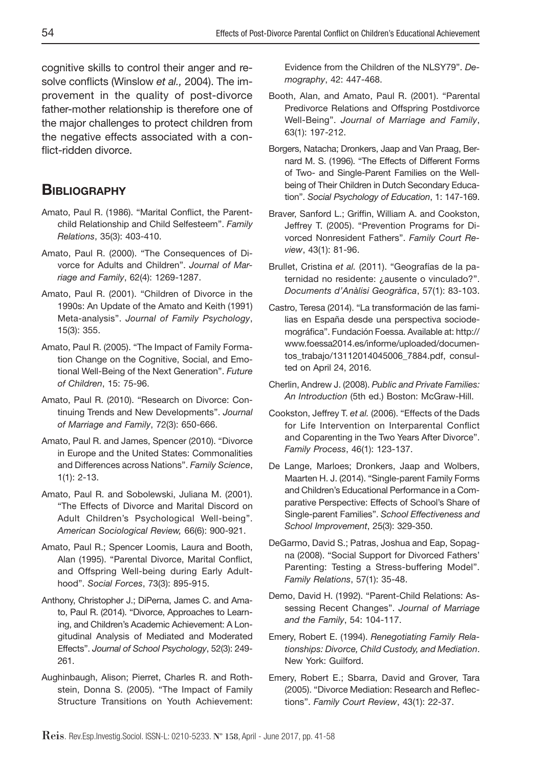cognitive skills to control their anger and resolve conflicts (Winslow *et al.,* 2004). The improvement in the quality of post-divorce father-mother relationship is therefore one of the major challenges to protect children from the negative effects associated with a conflict-ridden divorce.

## Bibliography

Amato, Paul R. (1986). "Marital Conflict, the Parent-child Relationship and Child Selfesteem". *Family Relations*, 35(3): 403-410.

Amato, Paul R. (2000). "The Consequences of Divorce for Adults and Children". *Journal of Marriage and Family*, 62(4): 1269-1287.

Amato, Paul R. (2001). "Children of Divorce in the 1990s: An Update of the Amato and Keith (1991) Meta-analysis". *Journal of Family Psychology*, 15(3): 355.

Amato, Paul R. (2005). "The Impact of Family Formation Change on the Cognitive, Social, and Emotional Well-Being of the Next Generation". *Future of Children*, 15: 75-96.

Amato, Paul R. (2010). "Research on Divorce: Continuing Trends and New Developments". *Journal of Marriage and Family*, 72(3): 650-666.

Amato, Paul R. and James, Spencer (2010). "Divorce in Europe and the United States: Commonalities and Differences across Nations". *Family Science*, 1(1): 2-13.

Amato, Paul R. and Sobolewski, Juliana M. (2001). "The Effects of Divorce and Marital Discord on Adult Children's Psychological Well-being". *American Sociological Review,* 66(6): 900-921.

Amato, Paul R.; Spencer Loomis, Laura and Booth, Alan (1995). "Parental Divorce, Marital Conflict, and Offspring Well-being during Early Adulthood". *Social Forces*, 73(3): 895-915.

Anthony, Christopher J.; DiPerna, James C. and Amato, Paul R. (2014). "Divorce, Approaches to Learning, and Children's Academic Achievement: A Longitudinal Analysis of Mediated and Moderated Effects". *Journal of School Psychology*, 52(3): 249-261.

Aughinbaugh, Alison; Pierret, Charles R. and Rothstein, Donna S. (2005). "The Impact of Family Structure Transitions on Youth Achievement: Evidence from the Children of the NLSY79". *Demography*, 42: 447-468.

Booth, Alan, and Amato, Paul R. (2001). "Parental Predivorce Relations and Offspring Postdivorce Well-Being". *Journal of Marriage and Family*, 63(1): 197-212.

Borgers, Natacha; Dronkers, Jaap and Van Praag, Bernard M. S. (1996). "The Effects of Different Forms of Two- and Single-Parent Families on the Wellbeing of Their Children in Dutch Secondary Education". *Social Psychology of Education*, 1: 147-169.

Braver, Sanford L.; Griffin, William A. and Cookston, Jeffrey T. (2005). "Prevention Programs for Divorced Nonresident Fathers". *Family Court Review*, 43(1): 81-96.

Brullet, Cristina *et al.* (2011). "Geografías de la paternidad no residente: ¿ausente o vinculado?". *Documents d'Anàlisi Geogràfica*, 57(1): 83-103.

Castro, Teresa (2014). "La transformación de las familias en España desde una perspectiva sociodemográfica". Fundación Foessa. Available at: http://www.foessa2014.es/informe/uploaded/documentos_trabajo/13112014045006_7884.pdf, consulted on April 24, 2016.

Cherlin, Andrew J. (2008). *Public and Private Families: An Introduction* (5th ed.) Boston: McGraw-Hill.

Cookston, Jeffrey T. *et al.* (2006). "Effects of the Dads for Life Intervention on Interparental Conflict and Coparenting in the Two Years After Divorce". *Family Process*, 46(1): 123-137.

De Lange, Marloes; Dronkers, Jaap and Wolbers, Maarten H. J. (2014). "Single-parent Family Forms and Children's Educational Performance in a Comparative Perspective: Effects of School's Share of Single-parent Families". *School Effectiveness and School Improvement*, 25(3): 329-350.

DeGarmo, David S.; Patras, Joshua and Eap, Sopagna (2008). "Social Support for Divorced Fathers' Parenting: Testing a Stress-buffering Model". *Family Relations*, 57(1): 35-48.

Demo, David H. (1992). "Parent-Child Relations: Assessing Recent Changes". *Journal of Marriage and the Family*, 54: 104-117.

Emery, Robert E. (1994). *Renegotiating Family Relationships: Divorce, Child Custody, and Mediation*. New York: Guilford.

Emery, Robert E.; Sbarra, David and Grover, Tara (2005). "Divorce Mediation: Research and Reflections". *Family Court Review*, 43(1): 22-37.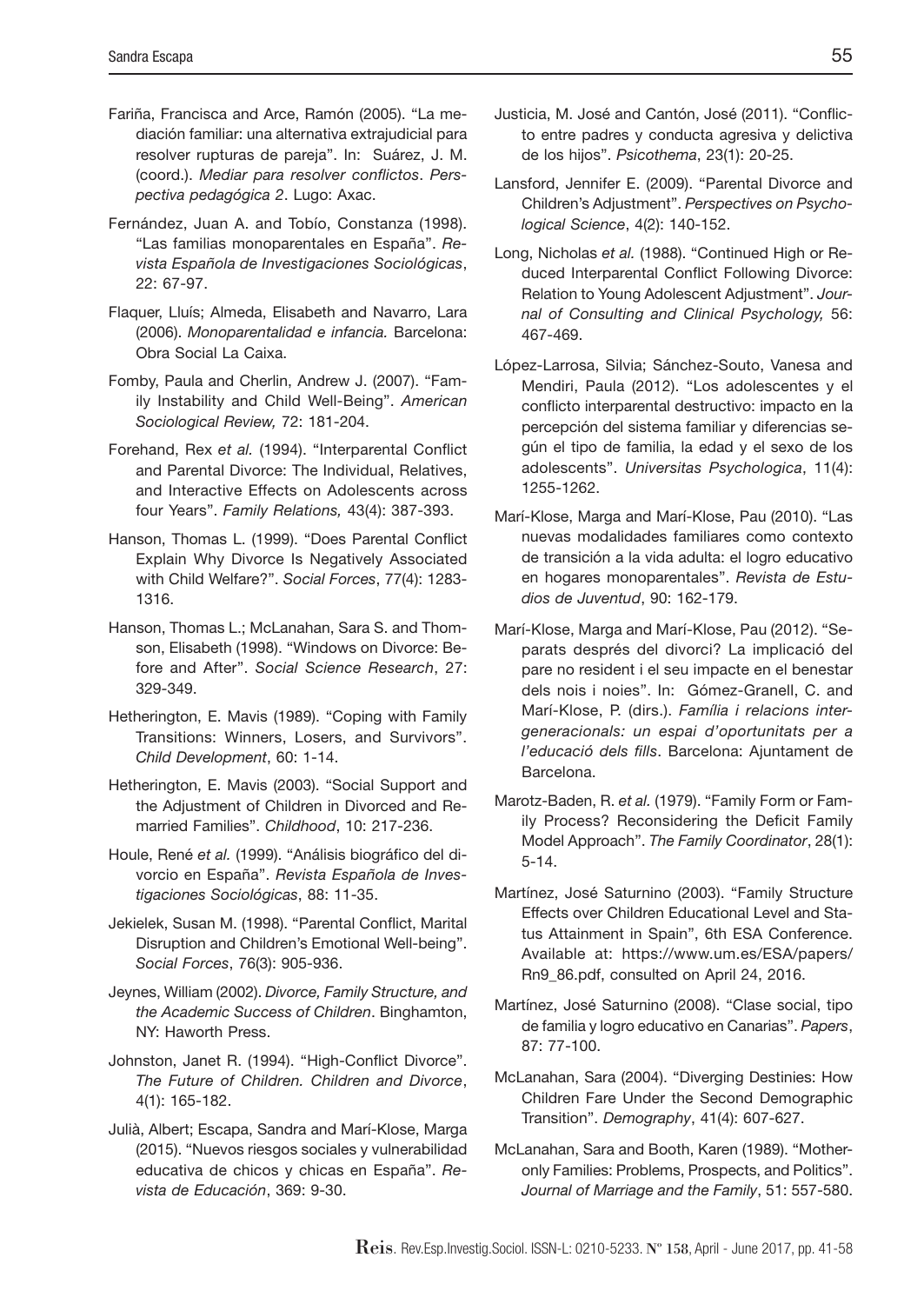Fariña, Francisca and Arce, Ramón (2005). "La mediación familiar: una alternativa extrajudicial para resolver rupturas de pareja". In: Suárez, J. M. (coord.). *Mediar para resolver conflictos*. *Perspectiva pedagógica 2*. Lugo: Axac.

Fernández, Juan A. and Tobío, Constanza (1998). "Las familias monoparentales en España". *Revista Española de Investigaciones Sociológicas*, 22: 67-97.

Flaquer, Lluís; Almeda, Elisabeth and Navarro, Lara (2006). *Monoparentalidad e infancia.* Barcelona: Obra Social La Caixa.

Fomby, Paula and Cherlin, Andrew J. (2007). "Family Instability and Child Well-Being". *American Sociological Review,* 72: 181-204.

Forehand, Rex *et al.* (1994). "Interparental Conflict and Parental Divorce: The Individual, Relatives, and Interactive Effects on Adolescents across four Years". *Family Relations,* 43(4): 387-393.

Hanson, Thomas L. (1999). "Does Parental Conflict Explain Why Divorce Is Negatively Associated with Child Welfare?". *Social Forces*, 77(4): 1283-1316.

Hanson, Thomas L.; McLanahan, Sara S. and Thomson, Elisabeth (1998). "Windows on Divorce: Before and After". *Social Science Research*, 27: 329-349.

Hetherington, E. Mavis (1989). "Coping with Family Transitions: Winners, Losers, and Survivors". *Child Development*, 60: 1-14.

Hetherington, E. Mavis (2003). "Social Support and the Adjustment of Children in Divorced and Remarried Families". *Childhood*, 10: 217-236.

Houle, René *et al.* (1999). "Análisis biográfico del divorcio en España". *Revista Española de Investigaciones Sociológicas*, 88: 11-35.

Jekielek, Susan M. (1998). "Parental Conflict, Marital Disruption and Children's Emotional Well-being". *Social Forces*, 76(3): 905-936.

Jeynes, William (2002). *Divorce, Family Structure, and the Academic Success of Children*. Binghamton, NY: Haworth Press.

Johnston, Janet R. (1994). "High-Conflict Divorce". *The Future of Children. Children and Divorce*, 4(1): 165-182.

Julià, Albert; Escapa, Sandra and Marí-Klose, Marga (2015). "Nuevos riesgos sociales y vulnerabilidad educativa de chicos y chicas en España". *Revista de Educación*, 369: 9-30.

Justicia, M. José and Cantón, José (2011). "Conflicto entre padres y conducta agresiva y delictiva de los hijos". *Psicothema*, 23(1): 20-25.

Lansford, Jennifer E. (2009). "Parental Divorce and Children's Adjustment". *Perspectives on Psychological Science*, 4(2): 140-152.

Long, Nicholas *et al.* (1988). "Continued High or Reduced Interparental Conflict Following Divorce: Relation to Young Adolescent Adjustment". *Journal of Consulting and Clinical Psychology,* 56: 467-469.

López-Larrosa, Silvia; Sánchez-Souto, Vanesa and Mendiri, Paula (2012). "Los adolescentes y el conflicto interparental destructivo: impacto en la percepción del sistema familiar y diferencias según el tipo de familia, la edad y el sexo de los adolescentes". *Universitas Psychologica*, 11(4): 1255-1262.

Marí-Klose, Marga and Marí-Klose, Pau (2010). "Las nuevas modalidades familiares como contexto de transición a la vida adulta: el logro educativo en hogares monoparentales". *Revista de Estudios de Juventud*, 90: 162-179.

Marí-Klose, Marga and Marí-Klose, Pau (2012). "Separats després del divorci? La implicació del pare no resident i el seu impacte en el benestar dels nois i noies". In: Gómez-Granell, C. and Marí-Klose, P. (dirs.). *Família i relacions intergeneracionals: un espai d'oportunitats per a l'educació dels fills*. Barcelona: Ajuntament de Barcelona.

Marotz-Baden, R. *et al.* (1979). "Family Form or Family Process? Reconsidering the Deficit Family Model Approach". *The Family Coordinator*, 28(1): 5-14.

Martínez, José Saturnino (2003). "Family Structure Effects over Children Educational Level and Status Attainment in Spain", 6th ESA Conference. Available at: https://www.um.es/ESA/papers/Rn9_86.pdf, consulted on April 24, 2016.

Martínez, José Saturnino (2008). "Clase social, tipo de familia y logro educativo en Canarias". *Papers*, 87: 77-100.

McLanahan, Sara (2004). "Diverging Destinies: How Children Fare Under the Second Demographic Transition". *Demography*, 41(4): 607-627.

McLanahan, Sara and Booth, Karen (1989). "Mother-only Families: Problems, Prospects, and Politics". *Journal of Marriage and the Family*, 51: 557-580.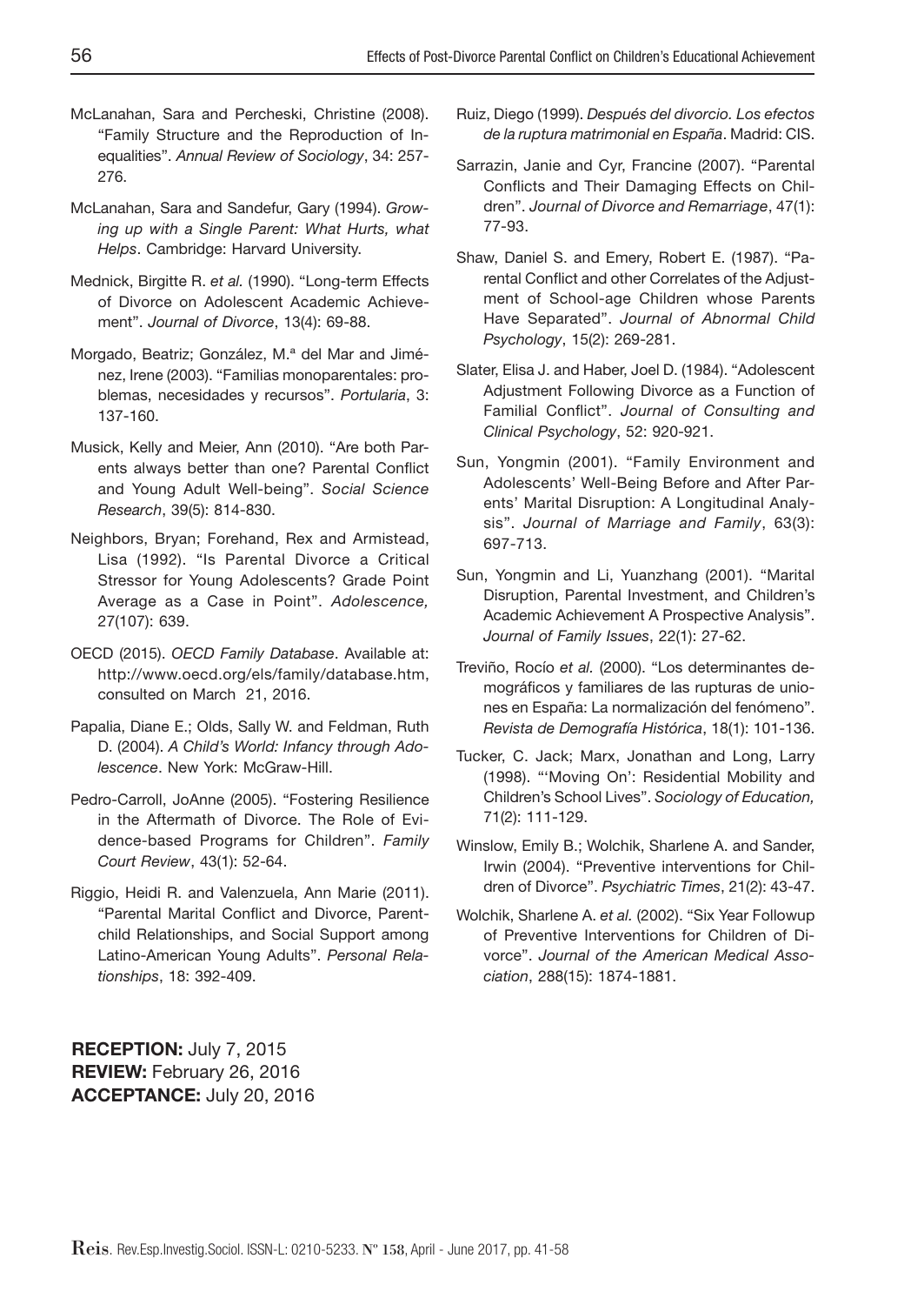McLanahan, Sara and Percheski, Christine (2008). "Family Structure and the Reproduction of Inequalities". *Annual Review of Sociology*, 34: 257-276.

McLanahan, Sara and Sandefur, Gary (1994). *Growing up with a Single Parent: What Hurts, what Helps*. Cambridge: Harvard University.

Mednick, Birgitte R. *et al.* (1990). "Long-term Effects of Divorce on Adolescent Academic Achievement". *Journal of Divorce*, 13(4): 69-88.

Morgado, Beatriz; González, M.ª del Mar and Jiménez, Irene (2003). "Familias monoparentales: problemas, necesidades y recursos". *Portularia*, 3: 137-160.

Musick, Kelly and Meier, Ann (2010). "Are both Parents always better than one? Parental Conflict and Young Adult Well-being". *Social Science Research*, 39(5): 814-830.

Neighbors, Bryan; Forehand, Rex and Armistead, Lisa (1992). "Is Parental Divorce a Critical Stressor for Young Adolescents? Grade Point Average as a Case in Point". *Adolescence,* 27(107): 639.

OECD (2015). *OECD Family Database*. Available at: http://www.oecd.org/els/family/database.htm, consulted on March 21, 2016.

Papalia, Diane E.; Olds, Sally W. and Feldman, Ruth D. (2004). *A Child's World: Infancy through Adolescence*. New York: McGraw-Hill.

Pedro-Carroll, JoAnne (2005). "Fostering Resilience in the Aftermath of Divorce. The Role of Evidence-based Programs for Children". *Family Court Review*, 43(1): 52-64.

Riggio, Heidi R. and Valenzuela, Ann Marie (2011). "Parental Marital Conflict and Divorce, Parent-child Relationships, and Social Support among Latino-American Young Adults". *Personal Relationships*, 18: 392-409.

Ruiz, Diego (1999). *Después del divorcio. Los efectos de la ruptura matrimonial en España*. Madrid: CIS.

Sarrazin, Janie and Cyr, Francine (2007). "Parental Conflicts and Their Damaging Effects on Children". *Journal of Divorce and Remarriage*, 47(1): 77-93.

Shaw, Daniel S. and Emery, Robert E. (1987). "Parental Conflict and other Correlates of the Adjustment of School-age Children whose Parents Have Separated". *Journal of Abnormal Child Psychology*, 15(2): 269-281.

Slater, Elisa J. and Haber, Joel D. (1984). "Adolescent Adjustment Following Divorce as a Function of Familial Conflict". *Journal of Consulting and Clinical Psychology*, 52: 920-921.

Sun, Yongmin (2001). "Family Environment and Adolescents' Well-Being Before and After Parents' Marital Disruption: A Longitudinal Analysis". *Journal of Marriage and Family*, 63(3): 697-713.

Sun, Yongmin and Li, Yuanzhang (2001). "Marital Disruption, Parental Investment, and Children's Academic Achievement A Prospective Analysis". *Journal of Family Issues*, 22(1): 27-62.

Treviño, Rocío *et al.* (2000). "Los determinantes demográficos y familiares de las rupturas de uniones en España: La normalización del fenómeno". *Revista de Demografía Histórica*, 18(1): 101-136.

Tucker, C. Jack; Marx, Jonathan and Long, Larry (1998). "'Moving On': Residential Mobility and Children's School Lives". *Sociology of Education,* 71(2): 111-129.

Winslow, Emily B.; Wolchik, Sharlene A. and Sander, Irwin (2004). "Preventive interventions for Children of Divorce". *Psychiatric Times*, 21(2): 43-47.

Wolchik, Sharlene A. *et al.* (2002). "Six Year Followup of Preventive Interventions for Children of Divorce". *Journal of the American Medical Association*, 288(15): 1874-1881.

**RECEPTION:** July 7, 2015
**REVIEW:** February 26, 2016
**ACCEPTANCE:** July 20, 2016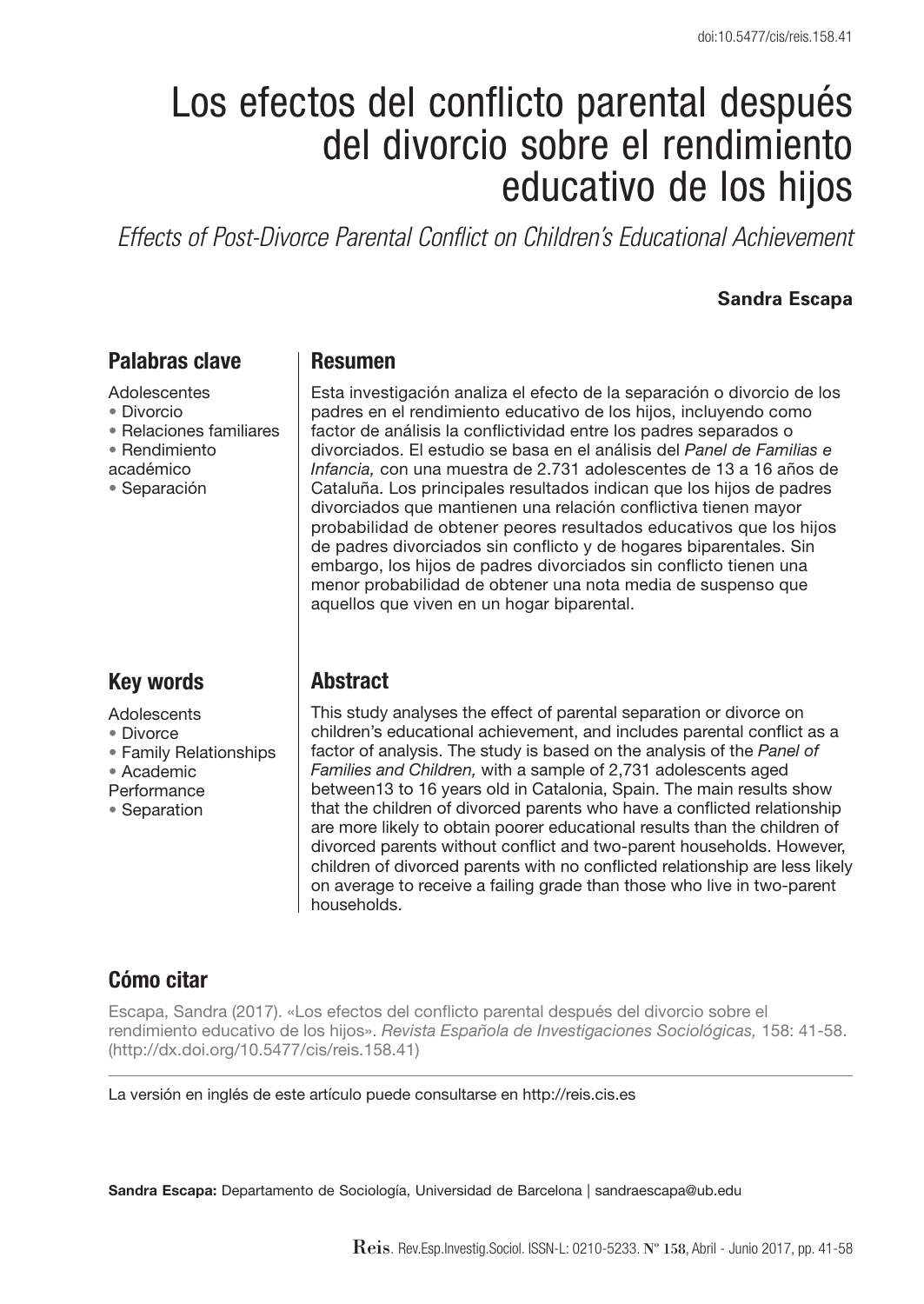doi:10.5477/cis/reis.158.41

# Los efectos del conflicto parental después del divorcio sobre el rendimiento educativo de los hijos

*Effects of Post-Divorce Parental Conflict on Children's Educational Achievement*

**Sandra Escapa**

## Palabras clave

Adolescentes
- Divorcio
- Relaciones familiares
- Rendimiento académico
- Separación

## Resumen

Esta investigación analiza el efecto de la separación o divorcio de los padres en el rendimiento educativo de los hijos, incluyendo como factor de análisis la conflictividad entre los padres separados o divorciados. El estudio se basa en el análisis del *Panel de Familias e Infancia,* con una muestra de 2.731 adolescentes de 13 a 16 años de Cataluña. Los principales resultados indican que los hijos de padres divorciados que mantienen una relación conflictiva tienen mayor probabilidad de obtener peores resultados educativos que los hijos de padres divorciados sin conflicto y de hogares biparentales. Sin embargo, los hijos de padres divorciados sin conflicto tienen una menor probabilidad de obtener una nota media de suspenso que aquellos que viven en un hogar biparental.

## Key words

Adolescents
- Divorce
- Family Relationships
- Academic Performance
- Separation

## Abstract

This study analyses the effect of parental separation or divorce on children's educational achievement, and includes parental conflict as a factor of analysis. The study is based on the analysis of the *Panel of Families and Children,* with a sample of 2,731 adolescents aged between13 to 16 years old in Catalonia, Spain. The main results show that the children of divorced parents who have a conflicted relationship are more likely to obtain poorer educational results than the children of divorced parents without conflict and two-parent households. However, children of divorced parents with no conflicted relationship are less likely on average to receive a failing grade than those who live in two-parent households.

## Cómo citar

Escapa, Sandra (2017). «Los efectos del conflicto parental después del divorcio sobre el rendimiento educativo de los hijos». *Revista Española de Investigaciones Sociológicas,* 158: 41-58. (http://dx.doi.org/10.5477/cis/reis.158.41)

La versión en inglés de este artículo puede consultarse en http://reis.cis.es

**Sandra Escapa:** Departamento de Sociología, Universidad de Barcelona | sandraescapa@ub.edu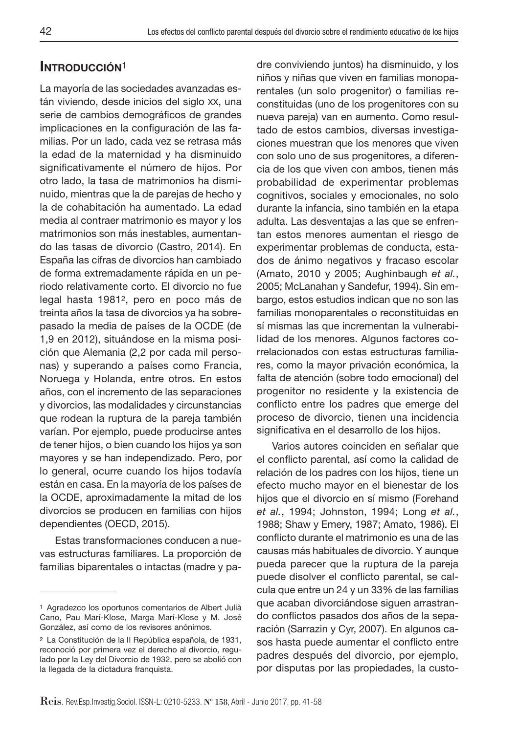## Introducción[1]

La mayoría de las sociedades avanzadas están viviendo, desde inicios del siglo XX, una serie de cambios demográficos de grandes implicaciones en la configuración de las familias. Por un lado, cada vez se retrasa más la edad de la maternidad y ha disminuido significativamente el número de hijos. Por otro lado, la tasa de matrimonios ha disminuido, mientras que la de parejas de hecho y la de cohabitación ha aumentado. La edad media al contraer matrimonio es mayor y los matrimonios son más inestables, aumentando las tasas de divorcio (Castro, 2014). En España las cifras de divorcios han cambiado de forma extremadamente rápida en un periodo relativamente corto. El divorcio no fue legal hasta 1981[2], pero en poco más de treinta años la tasa de divorcios ya ha sobrepasado la media de países de la OCDE (de 1,9 en 2012), situándose en la misma posición que Alemania (2,2 por cada mil personas) y superando a países como Francia, Noruega y Holanda, entre otros. En estos años, con el incremento de las separaciones y divorcios, las modalidades y circunstancias que rodean la ruptura de la pareja también varían. Por ejemplo, puede producirse antes de tener hijos, o bien cuando los hijos ya son mayores y se han independizado. Pero, por lo general, ocurre cuando los hijos todavía están en casa. En la mayoría de los países de la OCDE, aproximadamente la mitad de los divorcios se producen en familias con hijos dependientes (OECD, 2015).

Estas transformaciones conducen a nuevas estructuras familiares. La proporción de familias biparentales o intactas (madre y padre conviviendo juntos) ha disminuido, y los niños y niñas que viven en familias monoparentales (un solo progenitor) o familias reconstituidas (uno de los progenitores con su nueva pareja) van en aumento. Como resultado de estos cambios, diversas investigaciones muestran que los menores que viven con solo uno de sus progenitores, a diferencia de los que viven con ambos, tienen más probabilidad de experimentar problemas cognitivos, sociales y emocionales, no solo durante la infancia, sino también en la etapa adulta. Las desventajas a las que se enfrentan estos menores aumentan el riesgo de experimentar problemas de conducta, estados de ánimo negativos y fracaso escolar (Amato, 2010 y 2005; Aughinbaugh *et al.*, 2005; McLanahan y Sandefur, 1994). Sin embargo, estos estudios indican que no son las familias monoparentales o reconstituidas en sí mismas las que incrementan la vulnerabilidad de los menores. Algunos factores correlacionados con estas estructuras familiares, como la mayor privación económica, la falta de atención (sobre todo emocional) del progenitor no residente y la existencia de conflicto entre los padres que emerge del proceso de divorcio, tienen una incidencia significativa en el desarrollo de los hijos.

Varios autores coinciden en señalar que el conflicto parental, así como la calidad de relación de los padres con los hijos, tiene un efecto mucho mayor en el bienestar de los hijos que el divorcio en sí mismo (Forehand *et al.*, 1994; Johnston, 1994; Long *et al.*, 1988; Shaw y Emery, 1987; Amato, 1986). El conflicto durante el matrimonio es una de las causas más habituales de divorcio. Y aunque pueda parecer que la ruptura de la pareja puede disolver el conflicto parental, se calcula que entre un 24 y un 33% de las familias que acaban divorciándose siguen arrastrando conflictos pasados dos años de la separación (Sarrazin y Cyr, 2007). En algunos casos hasta puede aumentar el conflicto entre padres después del divorcio, por ejemplo, por disputas por las propiedades, la custo-

---

[1] Agradezco los oportunos comentarios de Albert Julià Cano, Pau Marí-Klose, Marga Marí-Klose y M. José González, así como de los revisores anónimos.

[2] La Constitución de la II República española, de 1931, reconoció por primera vez el derecho al divorcio, regulado por la Ley del Divorcio de 1932, pero se abolió con la llegada de la dictadura franquista.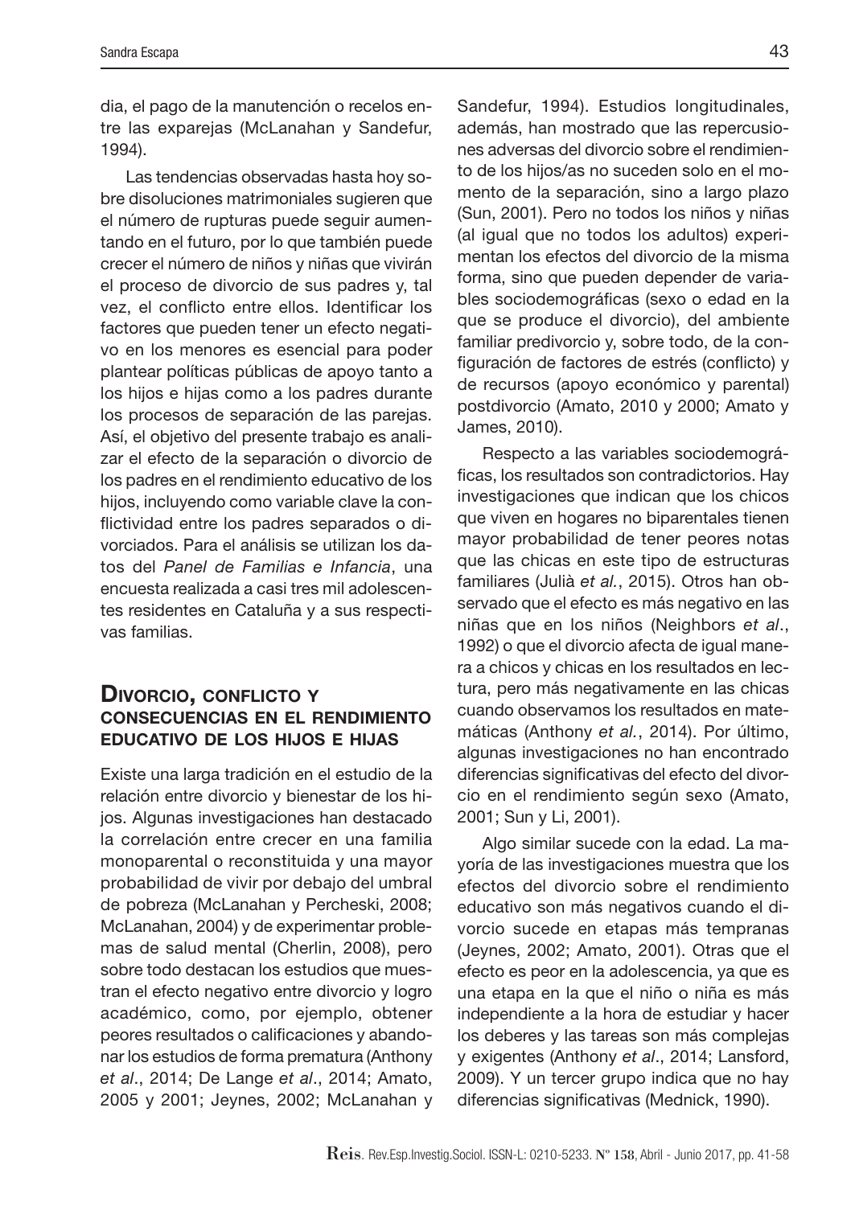dia, el pago de la manutención o recelos entre las exparejas (McLanahan y Sandefur, 1994).

Las tendencias observadas hasta hoy sobre disoluciones matrimoniales sugieren que el número de rupturas puede seguir aumentando en el futuro, por lo que también puede crecer el número de niños y niñas que vivirán el proceso de divorcio de sus padres y, tal vez, el conflicto entre ellos. Identificar los factores que pueden tener un efecto negativo en los menores es esencial para poder plantear políticas públicas de apoyo tanto a los hijos e hijas como a los padres durante los procesos de separación de las parejas. Así, el objetivo del presente trabajo es analizar el efecto de la separación o divorcio de los padres en el rendimiento educativo de los hijos, incluyendo como variable clave la conflictividad entre los padres separados o divorciados. Para el análisis se utilizan los datos del *Panel de Familias e Infancia*, una encuesta realizada a casi tres mil adolescentes residentes en Cataluña y a sus respectivas familias.

## Divorcio, conflicto y consecuencias en el rendimiento educativo de los hijos e hijas

Existe una larga tradición en el estudio de la relación entre divorcio y bienestar de los hijos. Algunas investigaciones han destacado la correlación entre crecer en una familia monoparental o reconstituida y una mayor probabilidad de vivir por debajo del umbral de pobreza (McLanahan y Percheski, 2008; McLanahan, 2004) y de experimentar problemas de salud mental (Cherlin, 2008), pero sobre todo destacan los estudios que muestran el efecto negativo entre divorcio y logro académico, como, por ejemplo, obtener peores resultados o calificaciones y abandonar los estudios de forma prematura (Anthony *et al*., 2014; De Lange *et al*., 2014; Amato, 2005 y 2001; Jeynes, 2002; McLanahan y Sandefur, 1994). Estudios longitudinales, además, han mostrado que las repercusiones adversas del divorcio sobre el rendimiento de los hijos/as no suceden solo en el momento de la separación, sino a largo plazo (Sun, 2001). Pero no todos los niños y niñas (al igual que no todos los adultos) experimentan los efectos del divorcio de la misma forma, sino que pueden depender de variables sociodemográficas (sexo o edad en la que se produce el divorcio), del ambiente familiar predivorcio y, sobre todo, de la configuración de factores de estrés (conflicto) y de recursos (apoyo económico y parental) postdivorcio (Amato, 2010 y 2000; Amato y James, 2010).

Respecto a las variables sociodemográficas, los resultados son contradictorios. Hay investigaciones que indican que los chicos que viven en hogares no biparentales tienen mayor probabilidad de tener peores notas que las chicas en este tipo de estructuras familiares (Julià *et al.*, 2015). Otros han observado que el efecto es más negativo en las niñas que en los niños (Neighbors *et al*., 1992) o que el divorcio afecta de igual manera a chicos y chicas en los resultados en lectura, pero más negativamente en las chicas cuando observamos los resultados en matemáticas (Anthony *et al.*, 2014). Por último, algunas investigaciones no han encontrado diferencias significativas del efecto del divorcio en el rendimiento según sexo (Amato, 2001; Sun y Li, 2001).

Algo similar sucede con la edad. La mayoría de las investigaciones muestra que los efectos del divorcio sobre el rendimiento educativo son más negativos cuando el divorcio sucede en etapas más tempranas (Jeynes, 2002; Amato, 2001). Otras que el efecto es peor en la adolescencia, ya que es una etapa en la que el niño o niña es más independiente a la hora de estudiar y hacer los deberes y las tareas son más complejas y exigentes (Anthony *et al*., 2014; Lansford, 2009). Y un tercer grupo indica que no hay diferencias significativas (Mednick, 1990).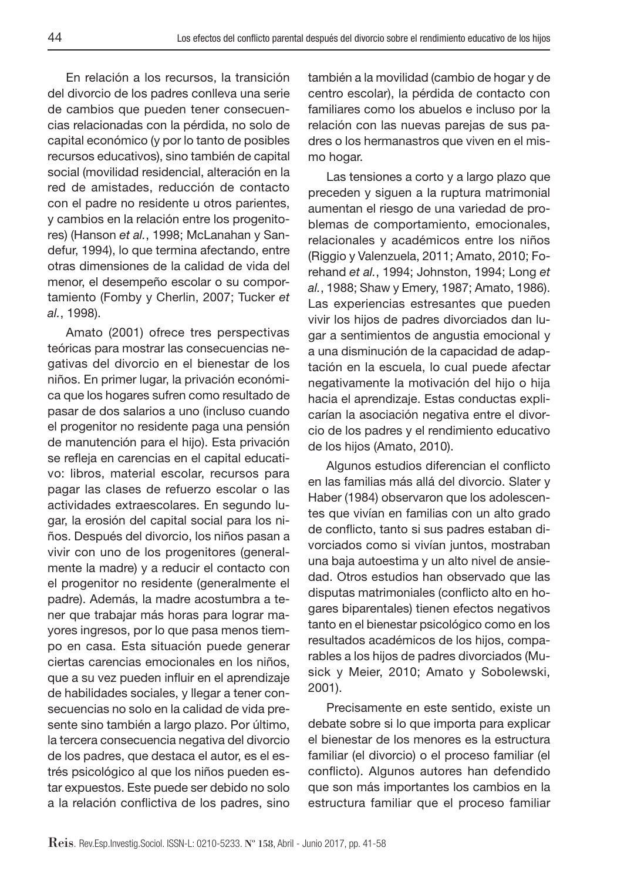En relación a los recursos, la transición del divorcio de los padres conlleva una serie de cambios que pueden tener consecuencias relacionadas con la pérdida, no solo de capital económico (y por lo tanto de posibles recursos educativos), sino también de capital social (movilidad residencial, alteración en la red de amistades, reducción de contacto con el padre no residente u otros parientes, y cambios en la relación entre los progenitores) (Hanson *et al.*, 1998; McLanahan y Sandefur, 1994), lo que termina afectando, entre otras dimensiones de la calidad de vida del menor, el desempeño escolar o su comportamiento (Fomby y Cherlin, 2007; Tucker *et al.*, 1998).

Amato (2001) ofrece tres perspectivas teóricas para mostrar las consecuencias negativas del divorcio en el bienestar de los niños. En primer lugar, la privación económica que los hogares sufren como resultado de pasar de dos salarios a uno (incluso cuando el progenitor no residente paga una pensión de manutención para el hijo). Esta privación se refleja en carencias en el capital educativo: libros, material escolar, recursos para pagar las clases de refuerzo escolar o las actividades extraescolares. En segundo lugar, la erosión del capital social para los niños. Después del divorcio, los niños pasan a vivir con uno de los progenitores (generalmente la madre) y a reducir el contacto con el progenitor no residente (generalmente el padre). Además, la madre acostumbra a tener que trabajar más horas para lograr mayores ingresos, por lo que pasa menos tiempo en casa. Esta situación puede generar ciertas carencias emocionales en los niños, que a su vez pueden influir en el aprendizaje de habilidades sociales, y llegar a tener consecuencias no solo en la calidad de vida presente sino también a largo plazo. Por último, la tercera consecuencia negativa del divorcio de los padres, que destaca el autor, es el estrés psicológico al que los niños pueden estar expuestos. Este puede ser debido no solo a la relación conflictiva de los padres, sino también a la movilidad (cambio de hogar y de centro escolar), la pérdida de contacto con familiares como los abuelos e incluso por la relación con las nuevas parejas de sus padres o los hermanastros que viven en el mismo hogar.

Las tensiones a corto y a largo plazo que preceden y siguen a la ruptura matrimonial aumentan el riesgo de una variedad de problemas de comportamiento, emocionales, relacionales y académicos entre los niños (Riggio y Valenzuela, 2011; Amato, 2010; Forehand *et al.*, 1994; Johnston, 1994; Long *et al.*, 1988; Shaw y Emery, 1987; Amato, 1986). Las experiencias estresantes que pueden vivir los hijos de padres divorciados dan lugar a sentimientos de angustia emocional y a una disminución de la capacidad de adaptación en la escuela, lo cual puede afectar negativamente la motivación del hijo o hija hacia el aprendizaje. Estas conductas explicarían la asociación negativa entre el divorcio de los padres y el rendimiento educativo de los hijos (Amato, 2010).

Algunos estudios diferencian el conflicto en las familias más allá del divorcio. Slater y Haber (1984) observaron que los adolescentes que vivían en familias con un alto grado de conflicto, tanto si sus padres estaban divorciados como si vivían juntos, mostraban una baja autoestima y un alto nivel de ansiedad. Otros estudios han observado que las disputas matrimoniales (conflicto alto en hogares biparentales) tienen efectos negativos tanto en el bienestar psicológico como en los resultados académicos de los hijos, comparables a los hijos de padres divorciados (Musick y Meier, 2010; Amato y Sobolewski, 2001).

Precisamente en este sentido, existe un debate sobre si lo que importa para explicar el bienestar de los menores es la estructura familiar (el divorcio) o el proceso familiar (el conflicto). Algunos autores han defendido que son más importantes los cambios en la estructura familiar que el proceso familiar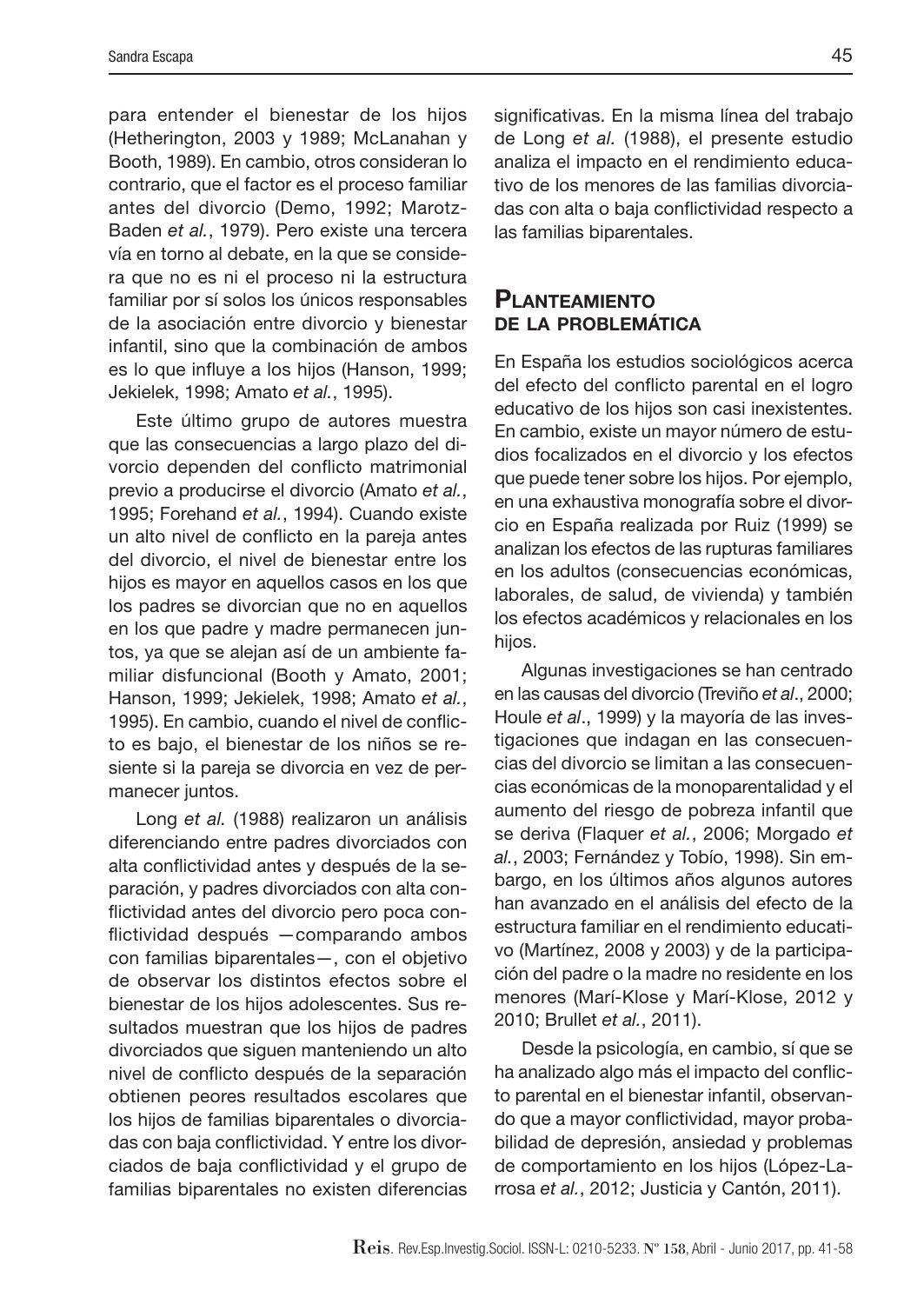para entender el bienestar de los hijos (Hetherington, 2003 y 1989; McLanahan y Booth, 1989). En cambio, otros consideran lo contrario, que el factor es el proceso familiar antes del divorcio (Demo, 1992; Marotz-Baden *et al.*, 1979). Pero existe una tercera vía en torno al debate, en la que se considera que no es ni el proceso ni la estructura familiar por sí solos los únicos responsables de la asociación entre divorcio y bienestar infantil, sino que la combinación de ambos es lo que influye a los hijos (Hanson, 1999; Jekielek, 1998; Amato *et al.*, 1995).

Este último grupo de autores muestra que las consecuencias a largo plazo del divorcio dependen del conflicto matrimonial previo a producirse el divorcio (Amato *et al.*, 1995; Forehand *et al.*, 1994). Cuando existe un alto nivel de conflicto en la pareja antes del divorcio, el nivel de bienestar entre los hijos es mayor en aquellos casos en los que los padres se divorcian que no en aquellos en los que padre y madre permanecen juntos, ya que se alejan así de un ambiente familiar disfuncional (Booth y Amato, 2001; Hanson, 1999; Jekielek, 1998; Amato *et al.*, 1995). En cambio, cuando el nivel de conflicto es bajo, el bienestar de los niños se resiente si la pareja se divorcia en vez de permanecer juntos.

Long *et al.* (1988) realizaron un análisis diferenciando entre padres divorciados con alta conflictividad antes y después de la separación, y padres divorciados con alta conflictividad antes del divorcio pero poca conflictividad después —comparando ambos con familias biparentales—, con el objetivo de observar los distintos efectos sobre el bienestar de los hijos adolescentes. Sus resultados muestran que los hijos de padres divorciados que siguen manteniendo un alto nivel de conflicto después de la separación obtienen peores resultados escolares que los hijos de familias biparentales o divorciadas con baja conflictividad. Y entre los divorciados de baja conflictividad y el grupo de familias biparentales no existen diferencias significativas. En la misma línea del trabajo de Long *et al.* (1988), el presente estudio analiza el impacto en el rendimiento educativo de los menores de las familias divorciadas con alta o baja conflictividad respecto a las familias biparentales.

## Planteamiento de la problemática

En España los estudios sociológicos acerca del efecto del conflicto parental en el logro educativo de los hijos son casi inexistentes. En cambio, existe un mayor número de estudios focalizados en el divorcio y los efectos que puede tener sobre los hijos. Por ejemplo, en una exhaustiva monografía sobre el divorcio en España realizada por Ruiz (1999) se analizan los efectos de las rupturas familiares en los adultos (consecuencias económicas, laborales, de salud, de vivienda) y también los efectos académicos y relacionales en los hijos.

Algunas investigaciones se han centrado en las causas del divorcio (Treviño *et al*., 2000; Houle *et al*., 1999) y la mayoría de las investigaciones que indagan en las consecuencias del divorcio se limitan a las consecuencias económicas de la monoparentalidad y el aumento del riesgo de pobreza infantil que se deriva (Flaquer *et al.*, 2006; Morgado *et al.*, 2003; Fernández y Tobío, 1998). Sin embargo, en los últimos años algunos autores han avanzado en el análisis del efecto de la estructura familiar en el rendimiento educativo (Martínez, 2008 y 2003) y de la participación del padre o la madre no residente en los menores (Marí-Klose y Marí-Klose, 2012 y 2010; Brullet *et al.*, 2011).

Desde la psicología, en cambio, sí que se ha analizado algo más el impacto del conflicto parental en el bienestar infantil, observando que a mayor conflictividad, mayor probabilidad de depresión, ansiedad y problemas de comportamiento en los hijos (López-Larrosa *et al.*, 2012; Justicia y Cantón, 2011).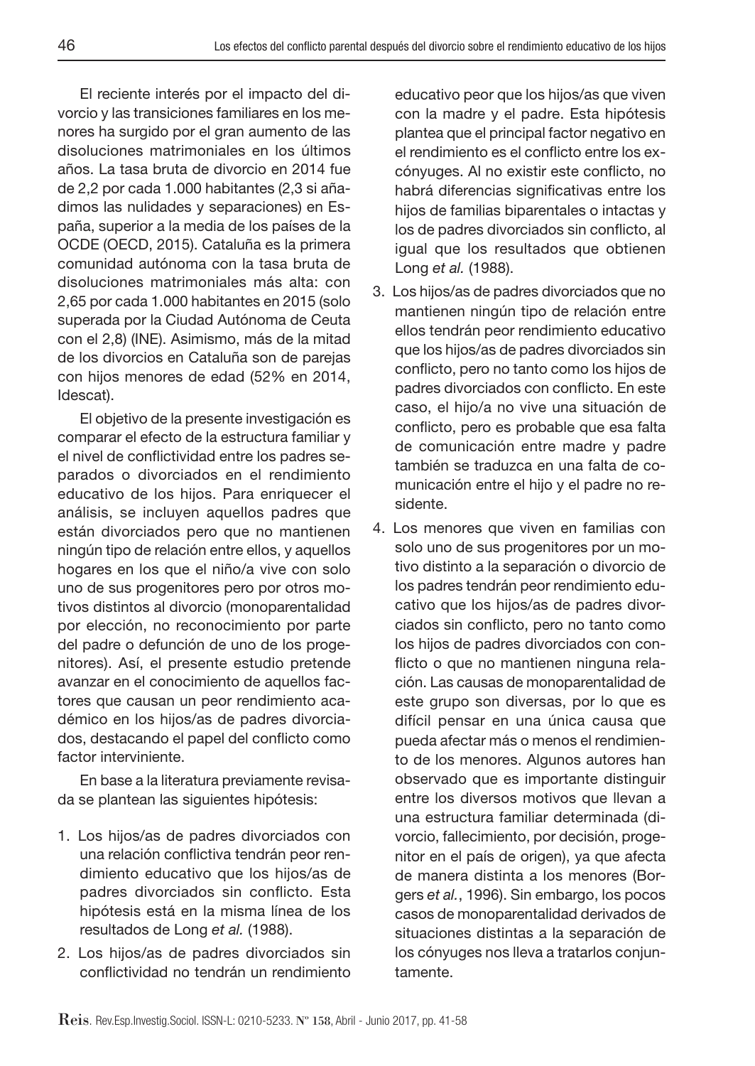El reciente interés por el impacto del divorcio y las transiciones familiares en los menores ha surgido por el gran aumento de las disoluciones matrimoniales en los últimos años. La tasa bruta de divorcio en 2014 fue de 2,2 por cada 1.000 habitantes (2,3 si añadimos las nulidades y separaciones) en España, superior a la media de los países de la OCDE (OECD, 2015). Cataluña es la primera comunidad autónoma con la tasa bruta de disoluciones matrimoniales más alta: con 2,65 por cada 1.000 habitantes en 2015 (solo superada por la Ciudad Autónoma de Ceuta con el 2,8) (INE). Asimismo, más de la mitad de los divorcios en Cataluña son de parejas con hijos menores de edad (52% en 2014, Idescat).

El objetivo de la presente investigación es comparar el efecto de la estructura familiar y el nivel de conflictividad entre los padres separados o divorciados en el rendimiento educativo de los hijos. Para enriquecer el análisis, se incluyen aquellos padres que están divorciados pero que no mantienen ningún tipo de relación entre ellos, y aquellos hogares en los que el niño/a vive con solo uno de sus progenitores pero por otros motivos distintos al divorcio (monoparentalidad por elección, no reconocimiento por parte del padre o defunción de uno de los progenitores). Así, el presente estudio pretende avanzar en el conocimiento de aquellos factores que causan un peor rendimiento académico en los hijos/as de padres divorciados, destacando el papel del conflicto como factor interviniente.

En base a la literatura previamente revisada se plantean las siguientes hipótesis:

1. Los hijos/as de padres divorciados con una relación conflictiva tendrán peor rendimiento educativo que los hijos/as de padres divorciados sin conflicto. Esta hipótesis está en la misma línea de los resultados de Long *et al.* (1988).
2. Los hijos/as de padres divorciados sin conflictividad no tendrán un rendimiento educativo peor que los hijos/as que viven con la madre y el padre. Esta hipótesis plantea que el principal factor negativo en el rendimiento es el conflicto entre los excónyuges. Al no existir este conflicto, no habrá diferencias significativas entre los hijos de familias biparentales o intactas y los de padres divorciados sin conflicto, al igual que los resultados que obtienen Long *et al.* (1988).
3. Los hijos/as de padres divorciados que no mantienen ningún tipo de relación entre ellos tendrán peor rendimiento educativo que los hijos/as de padres divorciados sin conflicto, pero no tanto como los hijos de padres divorciados con conflicto. En este caso, el hijo/a no vive una situación de conflicto, pero es probable que esa falta de comunicación entre madre y padre también se traduzca en una falta de comunicación entre el hijo y el padre no residente.
4. Los menores que viven en familias con solo uno de sus progenitores por un motivo distinto a la separación o divorcio de los padres tendrán peor rendimiento educativo que los hijos/as de padres divorciados sin conflicto, pero no tanto como los hijos de padres divorciados con conflicto o que no mantienen ninguna relación. Las causas de monoparentalidad de este grupo son diversas, por lo que es difícil pensar en una única causa que pueda afectar más o menos el rendimiento de los menores. Algunos autores han observado que es importante distinguir entre los diversos motivos que llevan a una estructura familiar determinada (divorcio, fallecimiento, por decisión, progenitor en el país de origen), ya que afecta de manera distinta a los menores (Borgers *et al.*, 1996). Sin embargo, los pocos casos de monoparentalidad derivados de situaciones distintas a la separación de los cónyuges nos lleva a tratarlos conjuntamente.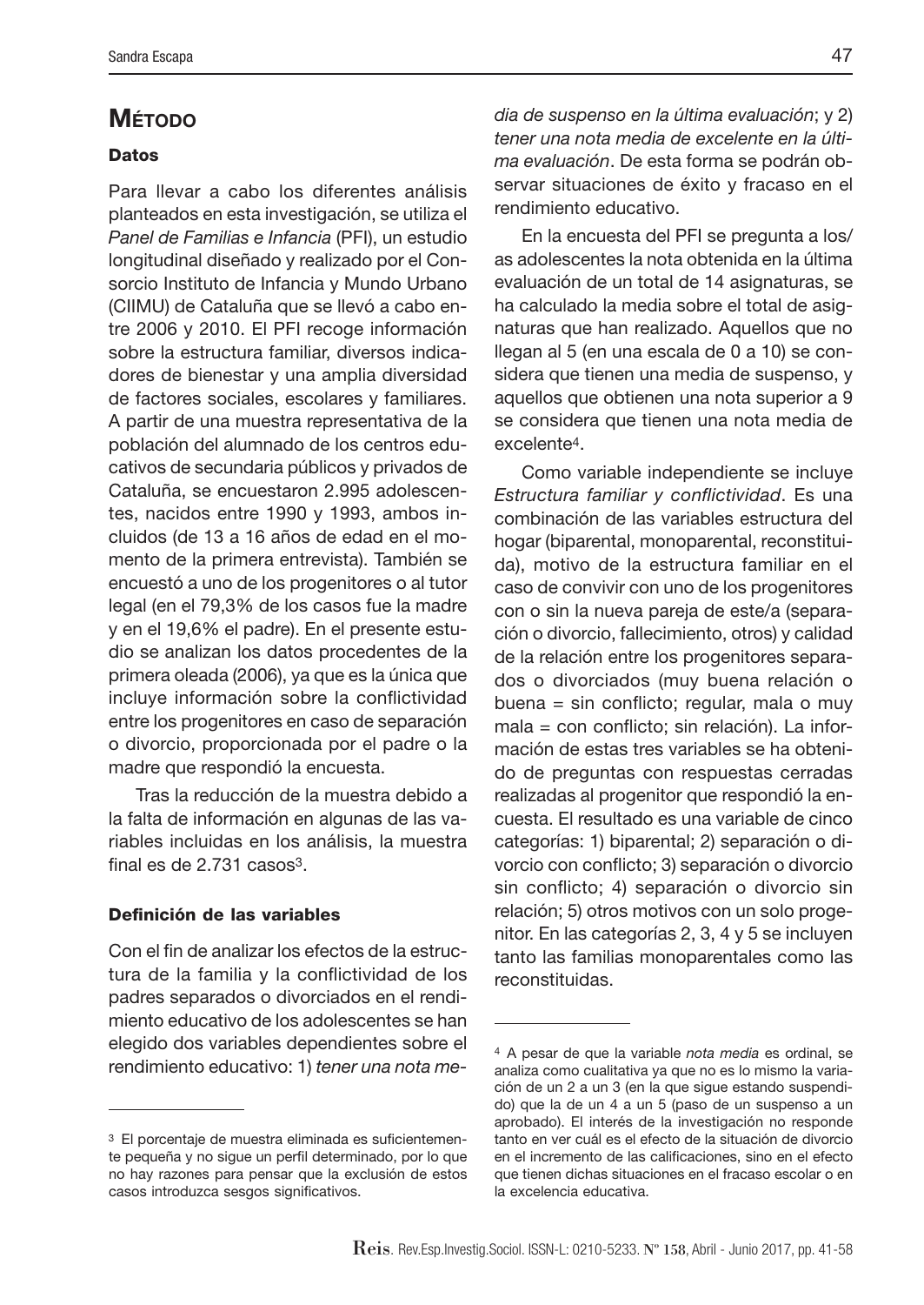## Método

### Datos

Para llevar a cabo los diferentes análisis planteados en esta investigación, se utiliza el *Panel de Familias e Infancia* (PFI), un estudio longitudinal diseñado y realizado por el Consorcio Instituto de Infancia y Mundo Urbano (CIIMU) de Cataluña que se llevó a cabo entre 2006 y 2010. El PFI recoge información sobre la estructura familiar, diversos indicadores de bienestar y una amplia diversidad de factores sociales, escolares y familiares. A partir de una muestra representativa de la población del alumnado de los centros educativos de secundaria públicos y privados de Cataluña, se encuestaron 2.995 adolescentes, nacidos entre 1990 y 1993, ambos incluidos (de 13 a 16 años de edad en el momento de la primera entrevista). También se encuestó a uno de los progenitores o al tutor legal (en el 79,3% de los casos fue la madre y en el 19,6% el padre). En el presente estudio se analizan los datos procedentes de la primera oleada (2006), ya que es la única que incluye información sobre la conflictividad entre los progenitores en caso de separación o divorcio, proporcionada por el padre o la madre que respondió la encuesta.

Tras la reducción de la muestra debido a la falta de información en algunas de las variables incluidas en los análisis, la muestra final es de 2.731 casos[3].

### Definición de las variables

Con el fin de analizar los efectos de la estructura de la familia y la conflictividad de los padres separados o divorciados en el rendimiento educativo de los adolescentes se han elegido dos variables dependientes sobre el rendimiento educativo: 1) *tener una nota media de suspenso en la última evaluación*; y 2) *tener una nota media de excelente en la última evaluación*. De esta forma se podrán observar situaciones de éxito y fracaso en el rendimiento educativo.

En la encuesta del PFI se pregunta a los/as adolescentes la nota obtenida en la última evaluación de un total de 14 asignaturas, se ha calculado la media sobre el total de asignaturas que han realizado. Aquellos que no llegan al 5 (en una escala de 0 a 10) se considera que tienen una media de suspenso, y aquellos que obtienen una nota superior a 9 se considera que tienen una nota media de excelente[4].

Como variable independiente se incluye *Estructura familiar y conflictividad*. Es una combinación de las variables estructura del hogar (biparental, monoparental, reconstituida), motivo de la estructura familiar en el caso de convivir con uno de los progenitores con o sin la nueva pareja de este/a (separación o divorcio, fallecimiento, otros) y calidad de la relación entre los progenitores separados o divorciados (muy buena relación o buena = sin conflicto; regular, mala o muy mala = con conflicto; sin relación). La información de estas tres variables se ha obtenido de preguntas con respuestas cerradas realizadas al progenitor que respondió la encuesta. El resultado es una variable de cinco categorías: 1) biparental; 2) separación o divorcio con conflicto; 3) separación o divorcio sin conflicto; 4) separación o divorcio sin relación; 5) otros motivos con un solo progenitor. En las categorías 2, 3, 4 y 5 se incluyen tanto las familias monoparentales como las reconstituidas.

---

[3] El porcentaje de muestra eliminada es suficientemente pequeña y no sigue un perfil determinado, por lo que no hay razones para pensar que la exclusión de estos casos introduzca sesgos significativos.

[4] A pesar de que la variable *nota media* es ordinal, se analiza como cualitativa ya que no es lo mismo la variación de un 2 a un 3 (en la que sigue estando suspendido) que la de un 4 a un 5 (paso de un suspenso a un aprobado). El interés de la investigación no responde tanto en ver cuál es el efecto de la situación de divorcio en el incremento de las calificaciones, sino en el efecto que tienen dichas situaciones en el fracaso escolar o en la excelencia educativa.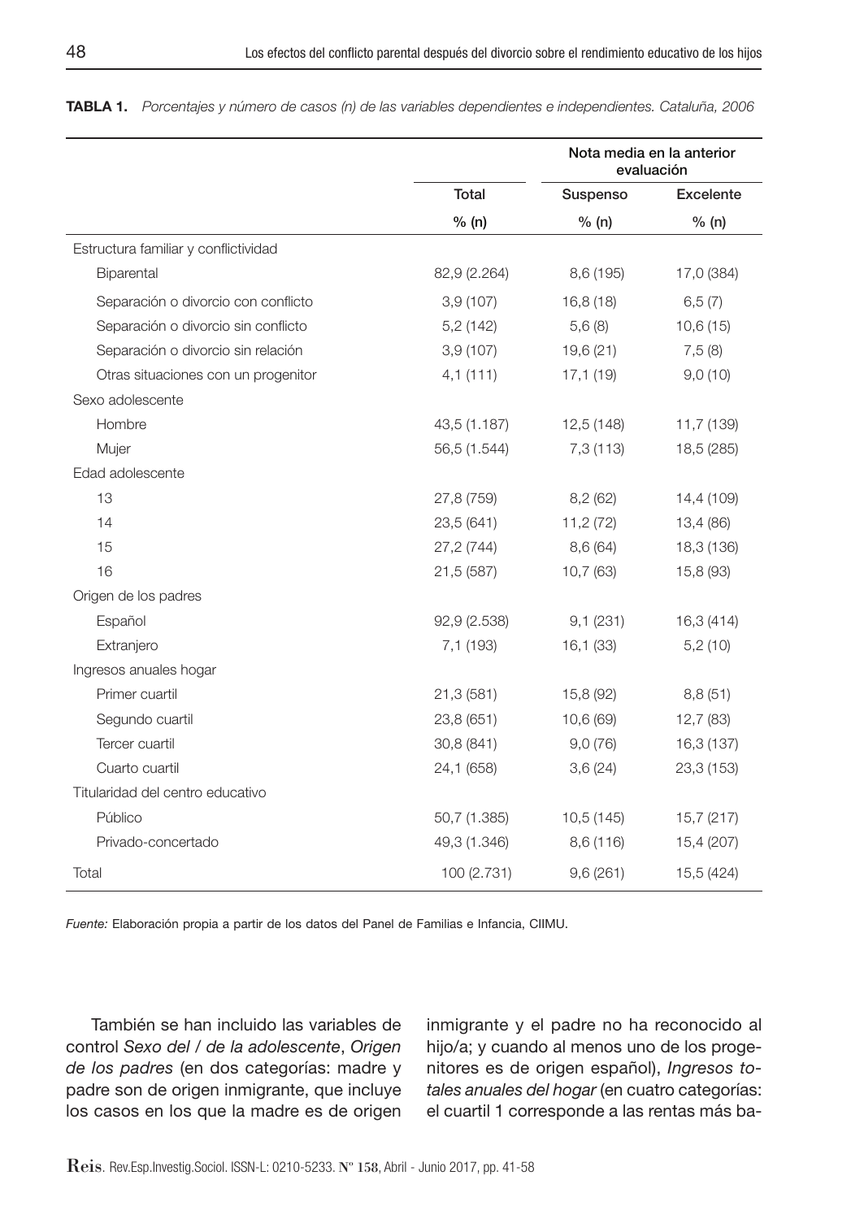**TABLA 1.** *Porcentajes y número de casos (n) de las variables dependientes e independientes. Cataluña, 2006*

| | | Nota media en la anterior evaluación | |
|---|---|---|---|
| | Total | Suspenso | Excelente |
| | % (n) | % (n) | % (n) |
| Estructura familiar y conflictividad | | | |
| Biparental | 82,9 (2.264) | 8,6 (195) | 17,0 (384) |
| Separación o divorcio con conflicto | 3,9 (107) | 16,8 (18) | 6,5 (7) |
| Separación o divorcio sin conflicto | 5,2 (142) | 5,6 (8) | 10,6 (15) |
| Separación o divorcio sin relación | 3,9 (107) | 19,6 (21) | 7,5 (8) |
| Otras situaciones con un progenitor | 4,1 (111) | 17,1 (19) | 9,0 (10) |
| Sexo adolescente | | | |
| Hombre | 43,5 (1.187) | 12,5 (148) | 11,7 (139) |
| Mujer | 56,5 (1.544) | 7,3 (113) | 18,5 (285) |
| Edad adolescente | | | |
| 13 | 27,8 (759) | 8,2 (62) | 14,4 (109) |
| 14 | 23,5 (641) | 11,2 (72) | 13,4 (86) |
| 15 | 27,2 (744) | 8,6 (64) | 18,3 (136) |
| 16 | 21,5 (587) | 10,7 (63) | 15,8 (93) |
| Origen de los padres | | | |
| Español | 92,9 (2.538) | 9,1 (231) | 16,3 (414) |
| Extranjero | 7,1 (193) | 16,1 (33) | 5,2 (10) |
| Ingresos anuales hogar | | | |
| Primer cuartil | 21,3 (581) | 15,8 (92) | 8,8 (51) |
| Segundo cuartil | 23,8 (651) | 10,6 (69) | 12,7 (83) |
| Tercer cuartil | 30,8 (841) | 9,0 (76) | 16,3 (137) |
| Cuarto cuartil | 24,1 (658) | 3,6 (24) | 23,3 (153) |
| Titularidad del centro educativo | | | |
| Público | 50,7 (1.385) | 10,5 (145) | 15,7 (217) |
| Privado-concertado | 49,3 (1.346) | 8,6 (116) | 15,4 (207) |
| Total | 100 (2.731) | 9,6 (261) | 15,5 (424) |

*Fuente:* Elaboración propia a partir de los datos del Panel de Familias e Infancia, CIIMU.

También se han incluido las variables de control *Sexo del / de la adolescente*, *Origen de los padres* (en dos categorías: madre y padre son de origen inmigrante, que incluye los casos en los que la madre es de origen inmigrante y el padre no ha reconocido al hijo/a; y cuando al menos uno de los progenitores es de origen español), *Ingresos totales anuales del hogar* (en cuatro categorías: el cuartil 1 corresponde a las rentas más ba-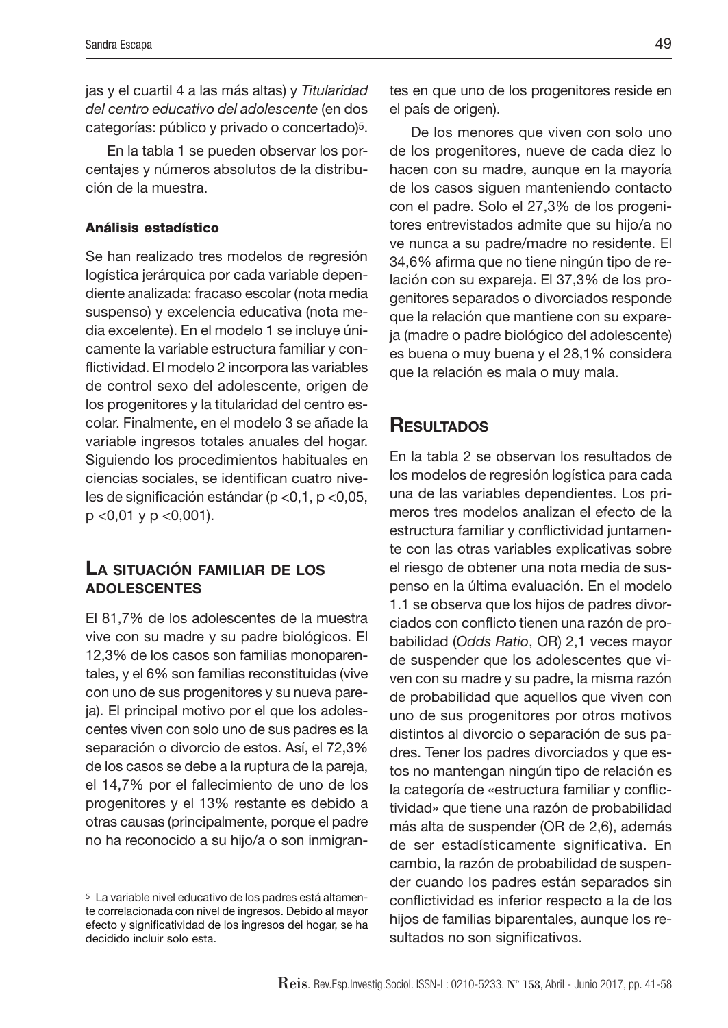jas y el cuartil 4 a las más altas) y *Titularidad del centro educativo del adolescente* (en dos categorías: público y privado o concertado)[5].

En la tabla 1 se pueden observar los porcentajes y números absolutos de la distribución de la muestra.

#### Análisis estadístico

Se han realizado tres modelos de regresión logística jerárquica por cada variable dependiente analizada: fracaso escolar (nota media suspenso) y excelencia educativa (nota media excelente). En el modelo 1 se incluye únicamente la variable estructura familiar y conflictividad. El modelo 2 incorpora las variables de control sexo del adolescente, origen de los progenitores y la titularidad del centro escolar. Finalmente, en el modelo 3 se añade la variable ingresos totales anuales del hogar. Siguiendo los procedimientos habituales en ciencias sociales, se identifican cuatro niveles de significación estándar ($p < 0,1$, $p < 0,05$, $p < 0,01$ y $p < 0,001$).

## La situación familiar de los adolescentes

El 81,7% de los adolescentes de la muestra vive con su madre y su padre biológicos. El 12,3% de los casos son familias monoparentales, y el 6% son familias reconstituidas (vive con uno de sus progenitores y su nueva pareja). El principal motivo por el que los adolescentes viven con solo uno de sus padres es la separación o divorcio de estos. Así, el 72,3% de los casos se debe a la ruptura de la pareja, el 14,7% por el fallecimiento de uno de los progenitores y el 13% restante es debido a otras causas (principalmente, porque el padre no ha reconocido a su hijo/a o son inmigrantes en que uno de los progenitores reside en el país de origen).

De los menores que viven con solo uno de los progenitores, nueve de cada diez lo hacen con su madre, aunque en la mayoría de los casos siguen manteniendo contacto con el padre. Solo el 27,3% de los progenitores entrevistados admite que su hijo/a no ve nunca a su padre/madre no residente. El 34,6% afirma que no tiene ningún tipo de relación con su expareja. El 37,3% de los progenitores separados o divorciados responde que la relación que mantiene con su expareja (madre o padre biológico del adolescente) es buena o muy buena y el 28,1% considera que la relación es mala o muy mala.

## Resultados

En la tabla 2 se observan los resultados de los modelos de regresión logística para cada una de las variables dependientes. Los primeros tres modelos analizan el efecto de la estructura familiar y conflictividad juntamente con las otras variables explicativas sobre el riesgo de obtener una nota media de suspenso en la última evaluación. En el modelo 1.1 se observa que los hijos de padres divorciados con conflicto tienen una razón de probabilidad (*Odds Ratio*, OR) 2,1 veces mayor de suspender que los adolescentes que viven con su madre y su padre, la misma razón de probabilidad que aquellos que viven con uno de sus progenitores por otros motivos distintos al divorcio o separación de sus padres. Tener los padres divorciados y que estos no mantengan ningún tipo de relación es la categoría de «estructura familiar y conflictividad» que tiene una razón de probabilidad más alta de suspender (OR de 2,6), además de ser estadísticamente significativa. En cambio, la razón de probabilidad de suspender cuando los padres están separados sin conflictividad es inferior respecto a la de los hijos de familias biparentales, aunque los resultados no son significativos.

---

[5] La variable nivel educativo de los padres está altamente correlacionada con nivel de ingresos. Debido al mayor efecto y significatividad de los ingresos del hogar, se ha decidido incluir solo esta.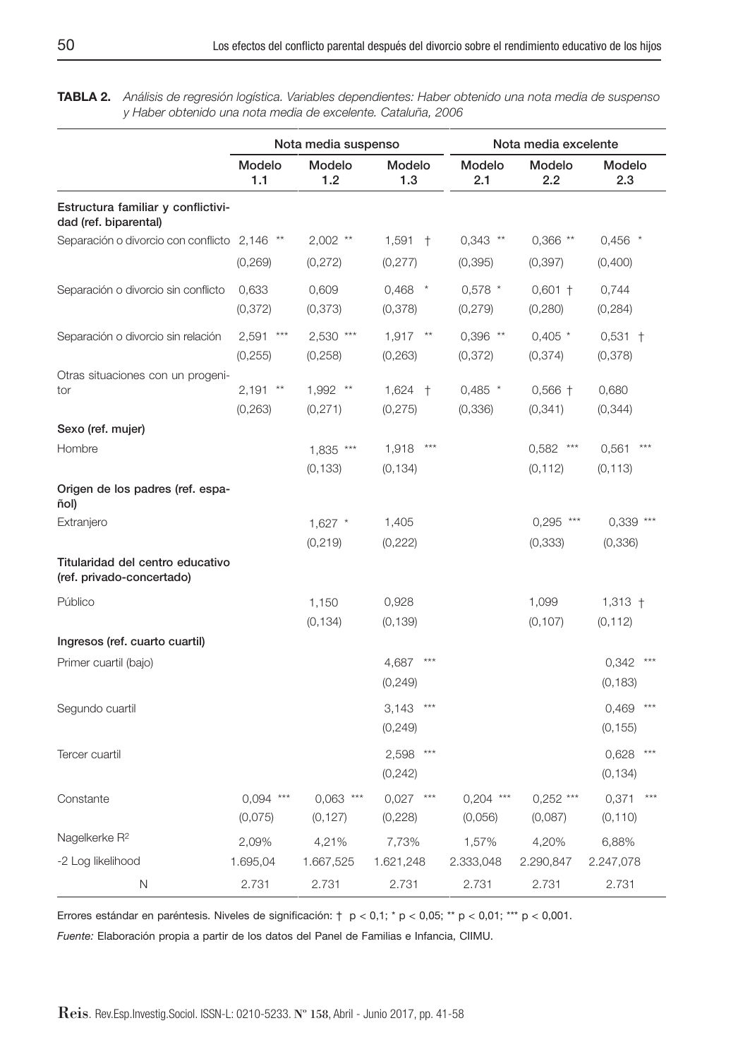**TABLA 2.** *Análisis de regresión logística. Variables dependientes: Haber obtenido una nota media de suspenso y Haber obtenido una nota media de excelente. Cataluña, 2006*

| | Nota media suspenso | | | Nota media excelente | | |
|---|---|---|---|---|---|---|
| | Modelo 1.1 | Modelo 1.2 | Modelo 1.3 | Modelo 2.1 | Modelo 2.2 | Modelo 2.3 |
| **Estructura familiar y conflictividad (ref. biparental)** | | | | | | |
| Separación o divorcio con conflicto | 2,146 ** | 2,002 ** | 1,591 † | 0,343 ** | 0,366 ** | 0,456 * |
| | (0,269) | (0,272) | (0,277) | (0,395) | (0,397) | (0,400) |
| Separación o divorcio sin conflicto | 0,633 | 0,609 | 0,468 * | 0,578 * | 0,601 † | 0,744 |
| | (0,372) | (0,373) | (0,378) | (0,279) | (0,280) | (0,284) |
| Separación o divorcio sin relación | 2,591 *** | 2,530 *** | 1,917 ** | 0,396 ** | 0,405 * | 0,531 † |
| | (0,255) | (0,258) | (0,263) | (0,372) | (0,374) | (0,378) |
| Otras situaciones con un progenitor | 2,191 ** | 1,992 ** | 1,624 † | 0,485 * | 0,566 † | 0,680 |
| | (0,263) | (0,271) | (0,275) | (0,336) | (0,341) | (0,344) |
| **Sexo (ref. mujer)** | | | | | | |
| Hombre | | 1,835 *** | 1,918 *** | | 0,582 *** | 0,561 *** |
| | | (0,133) | (0,134) | | (0,112) | (0,113) |
| **Origen de los padres (ref. español)** | | | | | | |
| Extranjero | | 1,627 * | 1,405 | | 0,295 *** | 0,339 *** |
| | | (0,219) | (0,222) | | (0,333) | (0,336) |
| **Titularidad del centro educativo (ref. privado-concertado)** | | | | | | |
| Público | | 1,150 | 0,928 | | 1,099 | 1,313 † |
| | | (0,134) | (0,139) | | (0,107) | (0,112) |
| **Ingresos (ref. cuarto cuartil)** | | | | | | |
| Primer cuartil (bajo) | | | 4,687 *** | | | 0,342 *** |
| | | | (0,249) | | | (0,183) |
| Segundo cuartil | | | 3,143 *** | | | 0,469 *** |
| | | | (0,249) | | | (0,155) |
| Tercer cuartil | | | 2,598 *** | | | 0,628 *** |
| | | | (0,242) | | | (0,134) |
| Constante | 0,094 *** | 0,063 *** | 0,027 *** | 0,204 *** | 0,252 *** | 0,371 *** |
| | (0,075) | (0,127) | (0,228) | (0,056) | (0,087) | (0,110) |
| Nagelkerke $R^2$ | 2,09% | 4,21% | 7,73% | 1,57% | 4,20% | 6,88% |
| -2 Log likelihood | 1.695,04 | 1.667,525 | 1.621,248 | 2.333,048 | 2.290,847 | 2.247,078 |
| N | 2.731 | 2.731 | 2.731 | 2.731 | 2.731 | 2.731 |

Errores estándar en paréntesis. Niveles de significación: † $p < 0,1$; * $p < 0,05$; ** $p < 0,01$; *** $p < 0,001$.

*Fuente:* Elaboración propia a partir de los datos del Panel de Familias e Infancia, CIIMU.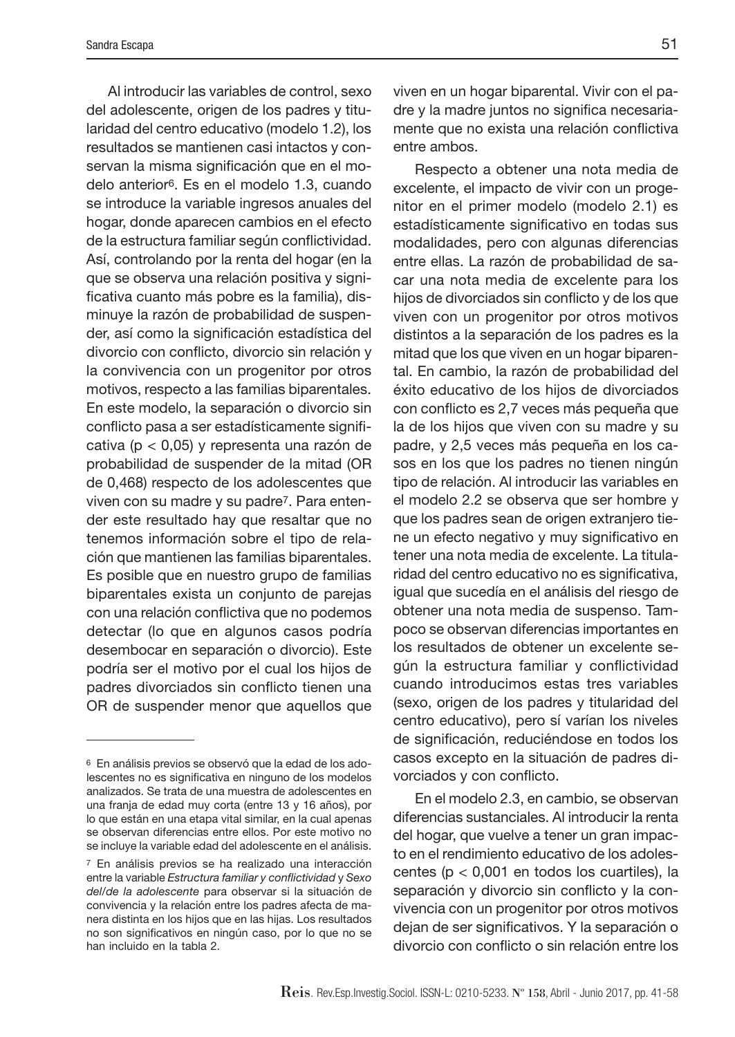Al introducir las variables de control, sexo del adolescente, origen de los padres y titularidad del centro educativo (modelo 1.2), los resultados se mantienen casi intactos y conservan la misma significación que en el modelo anterior[6]. Es en el modelo 1.3, cuando se introduce la variable ingresos anuales del hogar, donde aparecen cambios en el efecto de la estructura familiar según conflictividad. Así, controlando por la renta del hogar (en la que se observa una relación positiva y significativa cuanto más pobre es la familia), disminuye la razón de probabilidad de suspender, así como la significación estadística del divorcio con conflicto, divorcio sin relación y la convivencia con un progenitor por otros motivos, respecto a las familias biparentales. En este modelo, la separación o divorcio sin conflicto pasa a ser estadísticamente significativa ($p < 0,05$) y representa una razón de probabilidad de suspender de la mitad (OR de 0,468) respecto de los adolescentes que viven con su madre y su padre[7]. Para entender este resultado hay que resaltar que no tenemos información sobre el tipo de relación que mantienen las familias biparentales. Es posible que en nuestro grupo de familias biparentales exista un conjunto de parejas con una relación conflictiva que no podemos detectar (lo que en algunos casos podría desembocar en separación o divorcio). Este podría ser el motivo por el cual los hijos de padres divorciados sin conflicto tienen una OR de suspender menor que aquellos que viven en un hogar biparental. Vivir con el padre y la madre juntos no significa necesariamente que no exista una relación conflictiva entre ambos.

Respecto a obtener una nota media de excelente, el impacto de vivir con un progenitor en el primer modelo (modelo 2.1) es estadísticamente significativo en todas sus modalidades, pero con algunas diferencias entre ellas. La razón de probabilidad de sacar una nota media de excelente para los hijos de divorciados sin conflicto y de los que viven con un progenitor por otros motivos distintos a la separación de los padres es la mitad que los que viven en un hogar biparental. En cambio, la razón de probabilidad del éxito educativo de los hijos de divorciados con conflicto es 2,7 veces más pequeña que la de los hijos que viven con su madre y su padre, y 2,5 veces más pequeña en los casos en los que los padres no tienen ningún tipo de relación. Al introducir las variables en el modelo 2.2 se observa que ser hombre y que los padres sean de origen extranjero tiene un efecto negativo y muy significativo en tener una nota media de excelente. La titularidad del centro educativo no es significativa, igual que sucedía en el análisis del riesgo de obtener una nota media de suspenso. Tampoco se observan diferencias importantes en los resultados de obtener un excelente según la estructura familiar y conflictividad cuando introducimos estas tres variables (sexo, origen de los padres y titularidad del centro educativo), pero sí varían los niveles de significación, reduciéndose en todos los casos excepto en la situación de padres divorciados y con conflicto.

En el modelo 2.3, en cambio, se observan diferencias sustanciales. Al introducir la renta del hogar, que vuelve a tener un gran impacto en el rendimiento educativo de los adolescentes ($p < 0,001$ en todos los cuartiles), la separación y divorcio sin conflicto y la convivencia con un progenitor por otros motivos dejan de ser significativos. Y la separación o divorcio con conflicto o sin relación entre los

---

[6] En análisis previos se observó que la edad de los adolescentes no es significativa en ninguno de los modelos analizados. Se trata de una muestra de adolescentes en una franja de edad muy corta (entre 13 y 16 años), por lo que están en una etapa vital similar, en la cual apenas se observan diferencias entre ellos. Por este motivo no se incluye la variable edad del adolescente en el análisis.

[7] En análisis previos se ha realizado una interacción entre la variable *Estructura familiar y conflictividad* y *Sexo del/de la adolescente* para observar si la situación de convivencia y la relación entre los padres afecta de manera distinta en los hijos que en las hijas. Los resultados no son significativos en ningún caso, por lo que no se han incluido en la tabla 2.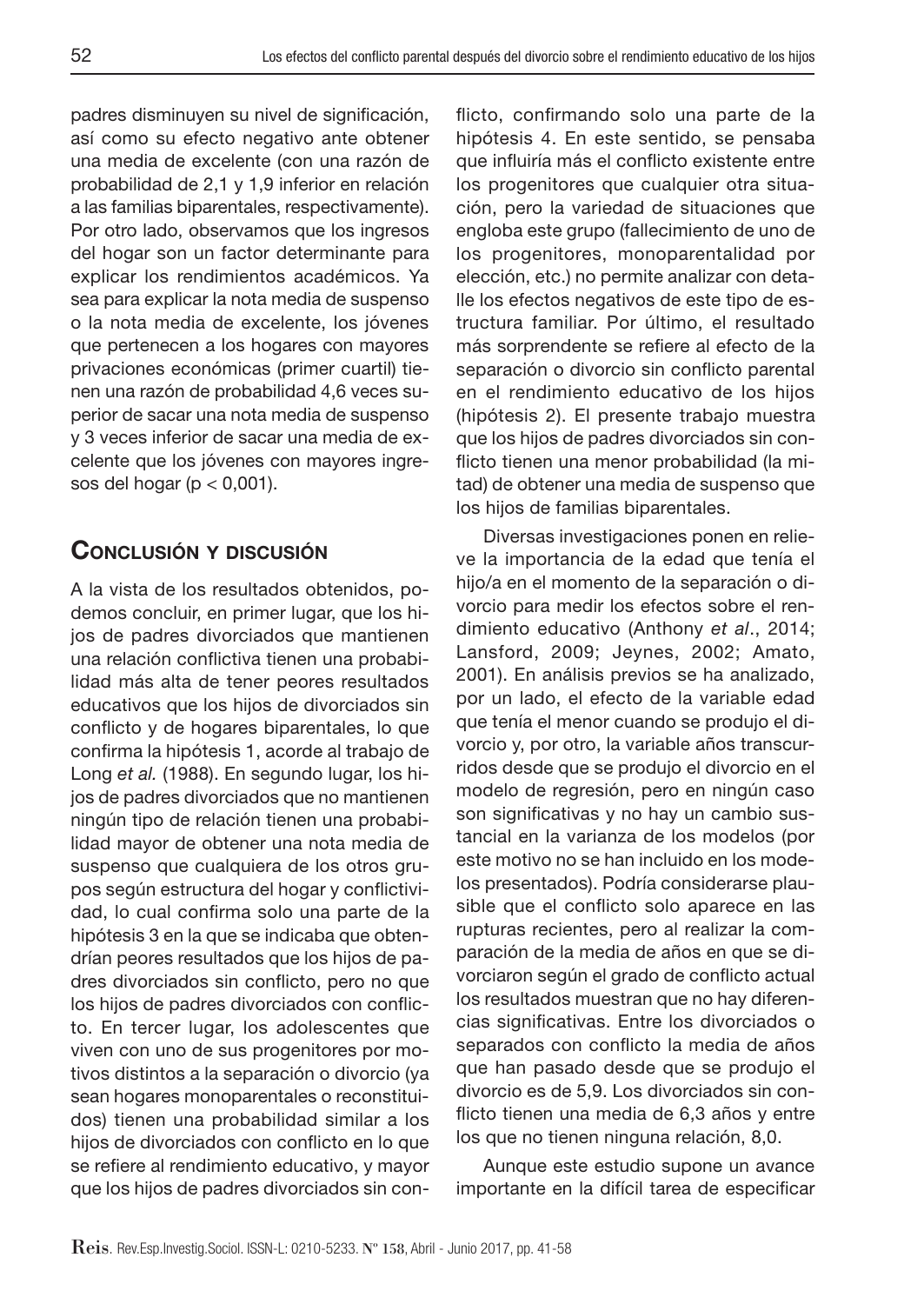padres disminuyen su nivel de significación, así como su efecto negativo ante obtener una media de excelente (con una razón de probabilidad de 2,1 y 1,9 inferior en relación a las familias biparentales, respectivamente). Por otro lado, observamos que los ingresos del hogar son un factor determinante para explicar los rendimientos académicos. Ya sea para explicar la nota media de suspenso o la nota media de excelente, los jóvenes que pertenecen a los hogares con mayores privaciones económicas (primer cuartil) tienen una razón de probabilidad 4,6 veces superior de sacar una nota media de suspenso y 3 veces inferior de sacar una media de excelente que los jóvenes con mayores ingresos del hogar ($p < 0,001$).

## Conclusión y discusión

A la vista de los resultados obtenidos, podemos concluir, en primer lugar, que los hijos de padres divorciados que mantienen una relación conflictiva tienen una probabilidad más alta de tener peores resultados educativos que los hijos de divorciados sin conflicto y de hogares biparentales, lo que confirma la hipótesis 1, acorde al trabajo de Long *et al.* (1988). En segundo lugar, los hijos de padres divorciados que no mantienen ningún tipo de relación tienen una probabilidad mayor de obtener una nota media de suspenso que cualquiera de los otros grupos según estructura del hogar y conflictividad, lo cual confirma solo una parte de la hipótesis 3 en la que se indicaba que obtendrían peores resultados que los hijos de padres divorciados sin conflicto, pero no que los hijos de padres divorciados con conflicto. En tercer lugar, los adolescentes que viven con uno de sus progenitores por motivos distintos a la separación o divorcio (ya sean hogares monoparentales o reconstituidos) tienen una probabilidad similar a los hijos de divorciados con conflicto en lo que se refiere al rendimiento educativo, y mayor que los hijos de padres divorciados sin conflicto, confirmando solo una parte de la hipótesis 4. En este sentido, se pensaba que influiría más el conflicto existente entre los progenitores que cualquier otra situación, pero la variedad de situaciones que engloba este grupo (fallecimiento de uno de los progenitores, monoparentalidad por elección, etc.) no permite analizar con detalle los efectos negativos de este tipo de estructura familiar. Por último, el resultado más sorprendente se refiere al efecto de la separación o divorcio sin conflicto parental en el rendimiento educativo de los hijos (hipótesis 2). El presente trabajo muestra que los hijos de padres divorciados sin conflicto tienen una menor probabilidad (la mitad) de obtener una media de suspenso que los hijos de familias biparentales.

Diversas investigaciones ponen en relieve la importancia de la edad que tenía el hijo/a en el momento de la separación o divorcio para medir los efectos sobre el rendimiento educativo (Anthony *et al*., 2014; Lansford, 2009; Jeynes, 2002; Amato, 2001). En análisis previos se ha analizado, por un lado, el efecto de la variable edad que tenía el menor cuando se produjo el divorcio y, por otro, la variable años transcurridos desde que se produjo el divorcio en el modelo de regresión, pero en ningún caso son significativas y no hay un cambio sustancial en la varianza de los modelos (por este motivo no se han incluido en los modelos presentados). Podría considerarse plausible que el conflicto solo aparece en las rupturas recientes, pero al realizar la comparación de la media de años en que se divorciaron según el grado de conflicto actual los resultados muestran que no hay diferencias significativas. Entre los divorciados o separados con conflicto la media de años que han pasado desde que se produjo el divorcio es de 5,9. Los divorciados sin conflicto tienen una media de 6,3 años y entre los que no tienen ninguna relación, 8,0.

Aunque este estudio supone un avance importante en la difícil tarea de especificar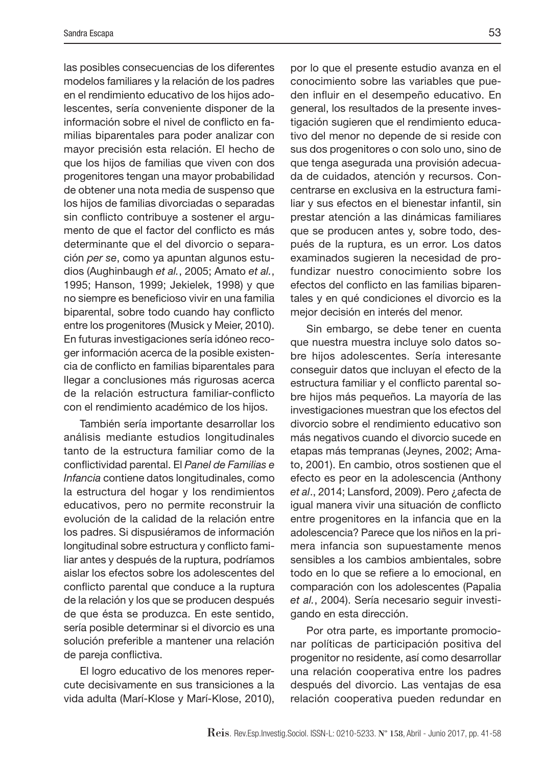las posibles consecuencias de los diferentes modelos familiares y la relación de los padres en el rendimiento educativo de los hijos adolescentes, sería conveniente disponer de la información sobre el nivel de conflicto en familias biparentales para poder analizar con mayor precisión esta relación. El hecho de que los hijos de familias que viven con dos progenitores tengan una mayor probabilidad de obtener una nota media de suspenso que los hijos de familias divorciadas o separadas sin conflicto contribuye a sostener el argumento de que el factor del conflicto es más determinante que el del divorcio o separación *per se*, como ya apuntan algunos estudios (Aughinbaugh *et al.*, 2005; Amato *et al.*, 1995; Hanson, 1999; Jekielek, 1998) y que no siempre es beneficioso vivir en una familia biparental, sobre todo cuando hay conflicto entre los progenitores (Musick y Meier, 2010). En futuras investigaciones sería idóneo recoger información acerca de la posible existencia de conflicto en familias biparentales para llegar a conclusiones más rigurosas acerca de la relación estructura familiar-conflicto con el rendimiento académico de los hijos.

También sería importante desarrollar los análisis mediante estudios longitudinales tanto de la estructura familiar como de la conflictividad parental. El *Panel de Familias e Infancia* contiene datos longitudinales, como la estructura del hogar y los rendimientos educativos, pero no permite reconstruir la evolución de la calidad de la relación entre los padres. Si dispusiéramos de información longitudinal sobre estructura y conflicto familiar antes y después de la ruptura, podríamos aislar los efectos sobre los adolescentes del conflicto parental que conduce a la ruptura de la relación y los que se producen después de que ésta se produzca. En este sentido, sería posible determinar si el divorcio es una solución preferible a mantener una relación de pareja conflictiva.

El logro educativo de los menores repercute decisivamente en sus transiciones a la vida adulta (Marí-Klose y Marí-Klose, 2010), por lo que el presente estudio avanza en el conocimiento sobre las variables que pueden influir en el desempeño educativo. En general, los resultados de la presente investigación sugieren que el rendimiento educativo del menor no depende de si reside con sus dos progenitores o con solo uno, sino de que tenga asegurada una provisión adecuada de cuidados, atención y recursos. Concentrarse en exclusiva en la estructura familiar y sus efectos en el bienestar infantil, sin prestar atención a las dinámicas familiares que se producen antes y, sobre todo, después de la ruptura, es un error. Los datos examinados sugieren la necesidad de profundizar nuestro conocimiento sobre los efectos del conflicto en las familias biparentales y en qué condiciones el divorcio es la mejor decisión en interés del menor.

Sin embargo, se debe tener en cuenta que nuestra muestra incluye solo datos sobre hijos adolescentes. Sería interesante conseguir datos que incluyan el efecto de la estructura familiar y el conflicto parental sobre hijos más pequeños. La mayoría de las investigaciones muestran que los efectos del divorcio sobre el rendimiento educativo son más negativos cuando el divorcio sucede en etapas más tempranas (Jeynes, 2002; Amato, 2001). En cambio, otros sostienen que el efecto es peor en la adolescencia (Anthony *et al*., 2014; Lansford, 2009). Pero ¿afecta de igual manera vivir una situación de conflicto entre progenitores en la infancia que en la adolescencia? Parece que los niños en la primera infancia son supuestamente menos sensibles a los cambios ambientales, sobre todo en lo que se refiere a lo emocional, en comparación con los adolescentes (Papalia *et al.*, 2004). Sería necesario seguir investigando en esta dirección.

Por otra parte, es importante promocionar políticas de participación positiva del progenitor no residente, así como desarrollar una relación cooperativa entre los padres después del divorcio. Las ventajas de esa relación cooperativa pueden redundar en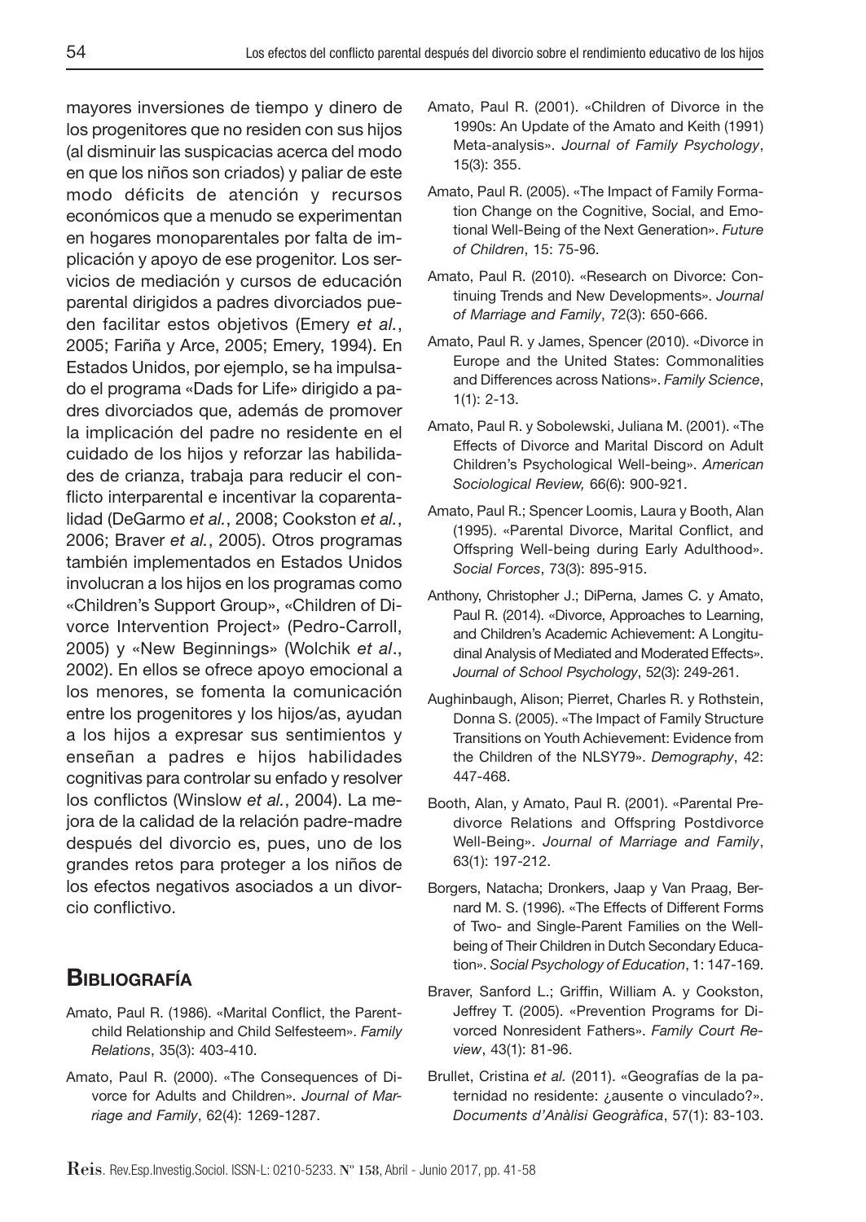mayores inversiones de tiempo y dinero de los progenitores que no residen con sus hijos (al disminuir las suspicacias acerca del modo en que los niños son criados) y paliar de este modo déficits de atención y recursos económicos que a menudo se experimentan en hogares monoparentales por falta de implicación y apoyo de ese progenitor. Los servicios de mediación y cursos de educación parental dirigidos a padres divorciados pueden facilitar estos objetivos (Emery *et al.*, 2005; Fariña y Arce, 2005; Emery, 1994). En Estados Unidos, por ejemplo, se ha impulsado el programa «Dads for Life» dirigido a padres divorciados que, además de promover la implicación del padre no residente en el cuidado de los hijos y reforzar las habilidades de crianza, trabaja para reducir el conflicto interparental e incentivar la coparentalidad (DeGarmo *et al.*, 2008; Cookston *et al.*, 2006; Braver *et al.*, 2005). Otros programas también implementados en Estados Unidos involucran a los hijos en los programas como «Children's Support Group», «Children of Divorce Intervention Project» (Pedro-Carroll, 2005) y «New Beginnings» (Wolchik *et al*., 2002). En ellos se ofrece apoyo emocional a los menores, se fomenta la comunicación entre los progenitores y los hijos/as, ayudan a los hijos a expresar sus sentimientos y enseñan a padres e hijos habilidades cognitivas para controlar su enfado y resolver los conflictos (Winslow *et al.*, 2004). La mejora de la calidad de la relación padre-madre después del divorcio es, pues, uno de los grandes retos para proteger a los niños de los efectos negativos asociados a un divorcio conflictivo.

## Bibliografía

Amato, Paul R. (1986). «Marital Conflict, the Parent-child Relationship and Child Selfesteem». *Family Relations*, 35(3): 403-410.

Amato, Paul R. (2000). «The Consequences of Divorce for Adults and Children». *Journal of Marriage and Family*, 62(4): 1269-1287.

Amato, Paul R. (2001). «Children of Divorce in the 1990s: An Update of the Amato and Keith (1991) Meta-analysis». *Journal of Family Psychology*, 15(3): 355.

Amato, Paul R. (2005). «The Impact of Family Formation Change on the Cognitive, Social, and Emotional Well-Being of the Next Generation». *Future of Children*, 15: 75-96.

Amato, Paul R. (2010). «Research on Divorce: Continuing Trends and New Developments». *Journal of Marriage and Family*, 72(3): 650-666.

Amato, Paul R. y James, Spencer (2010). «Divorce in Europe and the United States: Commonalities and Differences across Nations». *Family Science*, 1(1): 2-13.

Amato, Paul R. y Sobolewski, Juliana M. (2001). «The Effects of Divorce and Marital Discord on Adult Children's Psychological Well-being». *American Sociological Review,* 66(6): 900-921.

Amato, Paul R.; Spencer Loomis, Laura y Booth, Alan (1995). «Parental Divorce, Marital Conflict, and Offspring Well-being during Early Adulthood». *Social Forces*, 73(3): 895-915.

Anthony, Christopher J.; DiPerna, James C. y Amato, Paul R. (2014). «Divorce, Approaches to Learning, and Children's Academic Achievement: A Longitudinal Analysis of Mediated and Moderated Effects». *Journal of School Psychology*, 52(3): 249-261.

Aughinbaugh, Alison; Pierret, Charles R. y Rothstein, Donna S. (2005). «The Impact of Family Structure Transitions on Youth Achievement: Evidence from the Children of the NLSY79». *Demography*, 42: 447-468.

Booth, Alan, y Amato, Paul R. (2001). «Parental Predivorce Relations and Offspring Postdivorce Well-Being». *Journal of Marriage and Family*, 63(1): 197-212.

Borgers, Natacha; Dronkers, Jaap y Van Praag, Bernard M. S. (1996). «The Effects of Different Forms of Two- and Single-Parent Families on the Wellbeing of Their Children in Dutch Secondary Education». *Social Psychology of Education*, 1: 147-169.

Braver, Sanford L.; Griffin, William A. y Cookston, Jeffrey T. (2005). «Prevention Programs for Divorced Nonresident Fathers». *Family Court Review*, 43(1): 81-96.

Brullet, Cristina *et al.* (2011). «Geografías de la paternidad no residente: ¿ausente o vinculado?». *Documents d'Anàlisi Geogràfica*, 57(1): 83-103.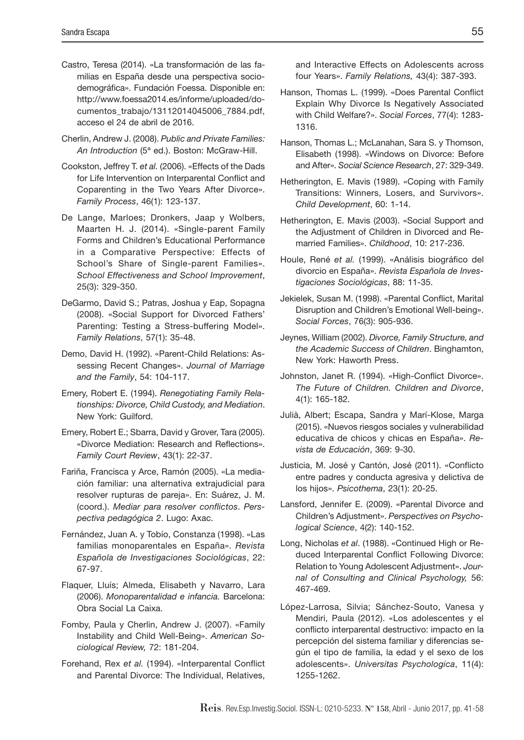Castro, Teresa (2014). «La transformación de las familias en España desde una perspectiva sociodemográfica». Fundación Foessa. Disponible en: http://www.foessa2014.es/informe/uploaded/documentos_trabajo/13112014045006_7884.pdf, acceso el 24 de abril de 2016.

Cherlin, Andrew J. (2008). *Public and Private Families: An Introduction* (5ª ed.). Boston: McGraw-Hill.

Cookston, Jeffrey T. *et al.* (2006). «Effects of the Dads for Life Intervention on Interparental Conflict and Coparenting in the Two Years After Divorce». *Family Process*, 46(1): 123-137.

De Lange, Marloes; Dronkers, Jaap y Wolbers, Maarten H. J. (2014). «Single-parent Family Forms and Children's Educational Performance in a Comparative Perspective: Effects of School's Share of Single-parent Families». *School Effectiveness and School Improvement*, 25(3): 329-350.

DeGarmo, David S.; Patras, Joshua y Eap, Sopagna (2008). «Social Support for Divorced Fathers' Parenting: Testing a Stress-buffering Model». *Family Relations*, 57(1): 35-48.

Demo, David H. (1992). «Parent-Child Relations: Assessing Recent Changes». *Journal of Marriage and the Family*, 54: 104-117.

Emery, Robert E. (1994). *Renegotiating Family Relationships: Divorce, Child Custody, and Mediation*. New York: Guilford.

Emery, Robert E.; Sbarra, David y Grover, Tara (2005). «Divorce Mediation: Research and Reflections». *Family Court Review*, 43(1): 22-37.

Fariña, Francisca y Arce, Ramón (2005). «La mediación familiar: una alternativa extrajudicial para resolver rupturas de pareja». En: Suárez, J. M. (coord.). *Mediar para resolver conflictos*. *Perspectiva pedagógica 2*. Lugo: Axac.

Fernández, Juan A. y Tobío, Constanza (1998). «Las familias monoparentales en España». *Revista Española de Investigaciones Sociológicas*, 22: 67-97.

Flaquer, Lluís; Almeda, Elisabeth y Navarro, Lara (2006). *Monoparentalidad e infancia.* Barcelona: Obra Social La Caixa.

Fomby, Paula y Cherlin, Andrew J. (2007). «Family Instability and Child Well-Being». *American Sociological Review,* 72: 181-204.

Forehand, Rex *et al.* (1994). «Interparental Conflict and Parental Divorce: The Individual, Relatives, and Interactive Effects on Adolescents across four Years». *Family Relations,* 43(4): 387-393.

Hanson, Thomas L. (1999). «Does Parental Conflict Explain Why Divorce Is Negatively Associated with Child Welfare?». *Social Forces*, 77(4): 1283-1316.

Hanson, Thomas L.; McLanahan, Sara S. y Thomson, Elisabeth (1998). «Windows on Divorce: Before and After». *Social Science Research*, 27: 329-349.

Hetherington, E. Mavis (1989). «Coping with Family Transitions: Winners, Losers, and Survivors». *Child Development*, 60: 1-14.

Hetherington, E. Mavis (2003). «Social Support and the Adjustment of Children in Divorced and Remarried Families». *Childhood*, 10: 217-236.

Houle, René *et al.* (1999). «Análisis biográfico del divorcio en España». *Revista Española de Investigaciones Sociológicas*, 88: 11-35.

Jekielek, Susan M. (1998). «Parental Conflict, Marital Disruption and Children's Emotional Well-being». *Social Forces*, 76(3): 905-936.

Jeynes, William (2002). *Divorce, Family Structure, and the Academic Success of Children*. Binghamton, New York: Haworth Press.

Johnston, Janet R. (1994). «High-Conflict Divorce». *The Future of Children. Children and Divorce*, 4(1): 165-182.

Julià, Albert; Escapa, Sandra y Marí-Klose, Marga (2015). «Nuevos riesgos sociales y vulnerabilidad educativa de chicos y chicas en España». *Revista de Educación*, 369: 9-30.

Justicia, M. José y Cantón, José (2011). «Conflicto entre padres y conducta agresiva y delictiva de los hijos». *Psicothema*, 23(1): 20-25.

Lansford, Jennifer E. (2009). «Parental Divorce and Children's Adjustment». *Perspectives on Psychological Science*, 4(2): 140-152.

Long, Nicholas *et al*. (1988). «Continued High or Reduced Interparental Conflict Following Divorce: Relation to Young Adolescent Adjustment». *Journal of Consulting and Clinical Psychology,* 56: 467-469.

López-Larrosa, Silvia; Sánchez-Souto, Vanesa y Mendiri, Paula (2012). «Los adolescentes y el conflicto interparental destructivo: impacto en la percepción del sistema familiar y diferencias según el tipo de familia, la edad y el sexo de los adolescents». *Universitas Psychologica*, 11(4): 1255-1262.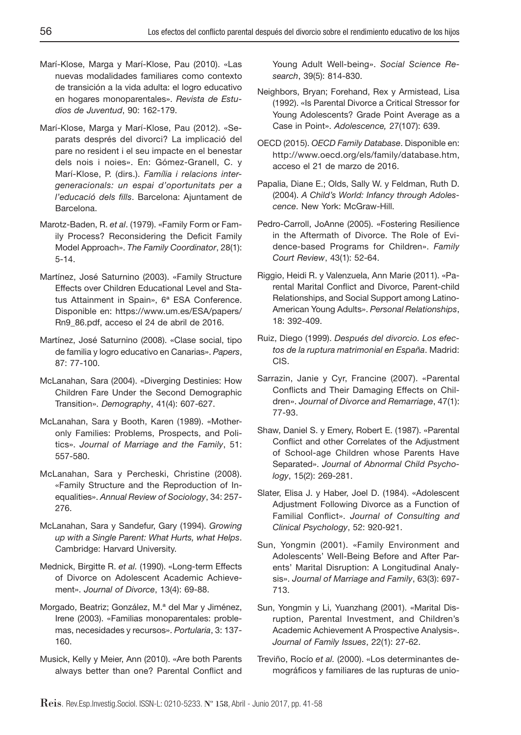Marí-Klose, Marga y Marí-Klose, Pau (2010). «Las nuevas modalidades familiares como contexto de transición a la vida adulta: el logro educativo en hogares monoparentales». *Revista de Estudios de Juventud*, 90: 162-179.

Marí-Klose, Marga y Marí-Klose, Pau (2012). «Separats després del divorci? La implicació del pare no resident i el seu impacte en el benestar dels nois i noies». En: Gómez-Granell, C. y Marí-Klose, P. (dirs.). *Família i relacions intergeneracionals: un espai d'oportunitats per a l'educació dels fills*. Barcelona: Ajuntament de Barcelona.

Marotz-Baden, R. *et al*. (1979). «Family Form or Family Process? Reconsidering the Deficit Family Model Approach». *The Family Coordinator*, 28(1): 5-14.

Martínez, José Saturnino (2003). «Family Structure Effects over Children Educational Level and Status Attainment in Spain», 6ª ESA Conference. Disponible en: https://www.um.es/ESA/papers/Rn9_86.pdf, acceso el 24 de abril de 2016.

Martínez, José Saturnino (2008). «Clase social, tipo de familia y logro educativo en Canarias». *Papers*, 87: 77-100.

McLanahan, Sara (2004). «Diverging Destinies: How Children Fare Under the Second Demographic Transition». *Demography*, 41(4): 607-627.

McLanahan, Sara y Booth, Karen (1989). «Mother-only Families: Problems, Prospects, and Politics». *Journal of Marriage and the Family*, 51: 557-580.

McLanahan, Sara y Percheski, Christine (2008). «Family Structure and the Reproduction of Inequalities». *Annual Review of Sociology*, 34: 257-276.

McLanahan, Sara y Sandefur, Gary (1994). *Growing up with a Single Parent: What Hurts, what Helps*. Cambridge: Harvard University.

Mednick, Birgitte R. *et al.* (1990). «Long-term Effects of Divorce on Adolescent Academic Achievement». *Journal of Divorce*, 13(4): 69-88.

Morgado, Beatriz; González, M.ª del Mar y Jiménez, Irene (2003). «Familias monoparentales: problemas, necesidades y recursos». *Portularia*, 3: 137-160.

Musick, Kelly y Meier, Ann (2010). «Are both Parents always better than one? Parental Conflict and Young Adult Well-being». *Social Science Research*, 39(5): 814-830.

Neighbors, Bryan; Forehand, Rex y Armistead, Lisa (1992). «Is Parental Divorce a Critical Stressor for Young Adolescents? Grade Point Average as a Case in Point». *Adolescence,* 27(107): 639.

OECD (2015). *OECD Family Database*. Disponible en: http://www.oecd.org/els/family/database.htm, acceso el 21 de marzo de 2016.

Papalia, Diane E.; Olds, Sally W. y Feldman, Ruth D. (2004). *A Child's World: Infancy through Adolescence*. New York: McGraw-Hill.

Pedro-Carroll, JoAnne (2005). «Fostering Resilience in the Aftermath of Divorce. The Role of Evidence-based Programs for Children». *Family Court Review*, 43(1): 52-64.

Riggio, Heidi R. y Valenzuela, Ann Marie (2011). «Parental Marital Conflict and Divorce, Parent-child Relationships, and Social Support among Latino-American Young Adults». *Personal Relationships*, 18: 392-409.

Ruiz, Diego (1999). *Después del divorcio. Los efectos de la ruptura matrimonial en España*. Madrid: CIS.

Sarrazin, Janie y Cyr, Francine (2007). «Parental Conflicts and Their Damaging Effects on Children». *Journal of Divorce and Remarriage*, 47(1): 77-93.

Shaw, Daniel S. y Emery, Robert E. (1987). «Parental Conflict and other Correlates of the Adjustment of School-age Children whose Parents Have Separated». *Journal of Abnormal Child Psychology*, 15(2): 269-281.

Slater, Elisa J. y Haber, Joel D. (1984). «Adolescent Adjustment Following Divorce as a Function of Familial Conflict». *Journal of Consulting and Clinical Psychology*, 52: 920-921.

Sun, Yongmin (2001). «Family Environment and Adolescents' Well-Being Before and After Parents' Marital Disruption: A Longitudinal Analysis». *Journal of Marriage and Family*, 63(3): 697-713.

Sun, Yongmin y Li, Yuanzhang (2001). «Marital Disruption, Parental Investment, and Children's Academic Achievement A Prospective Analysis». *Journal of Family Issues*, 22(1): 27-62.

Treviño, Rocío *et al*. (2000). «Los determinantes demográficos y familiares de las rupturas de unio-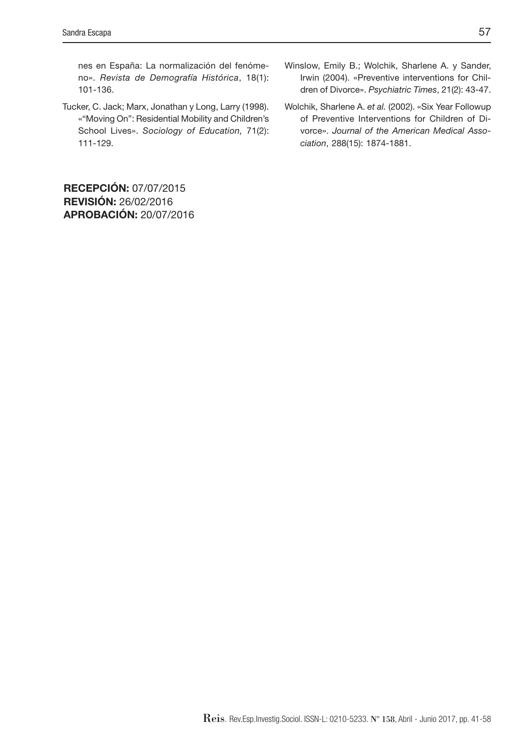nes en España: La normalización del fenómeno». *Revista de Demografía Histórica*, 18(1): 101-136.

Tucker, C. Jack; Marx, Jonathan y Long, Larry (1998). «"Moving On": Residential Mobility and Children's School Lives». *Sociology of Education,* 71(2): 111-129.

Winslow, Emily B.; Wolchik, Sharlene A. y Sander, Irwin (2004). «Preventive interventions for Children of Divorce». *Psychiatric Times*, 21(2): 43-47.

Wolchik, Sharlene A. *et al.* (2002). «Six Year Followup of Preventive Interventions for Children of Divorce». *Journal of the American Medical Association*, 288(15): 1874-1881.

**RECEPCIÓN:** 07/07/2015
**REVISIÓN:** 26/02/2016
**APROBACIÓN:** 20/07/2016